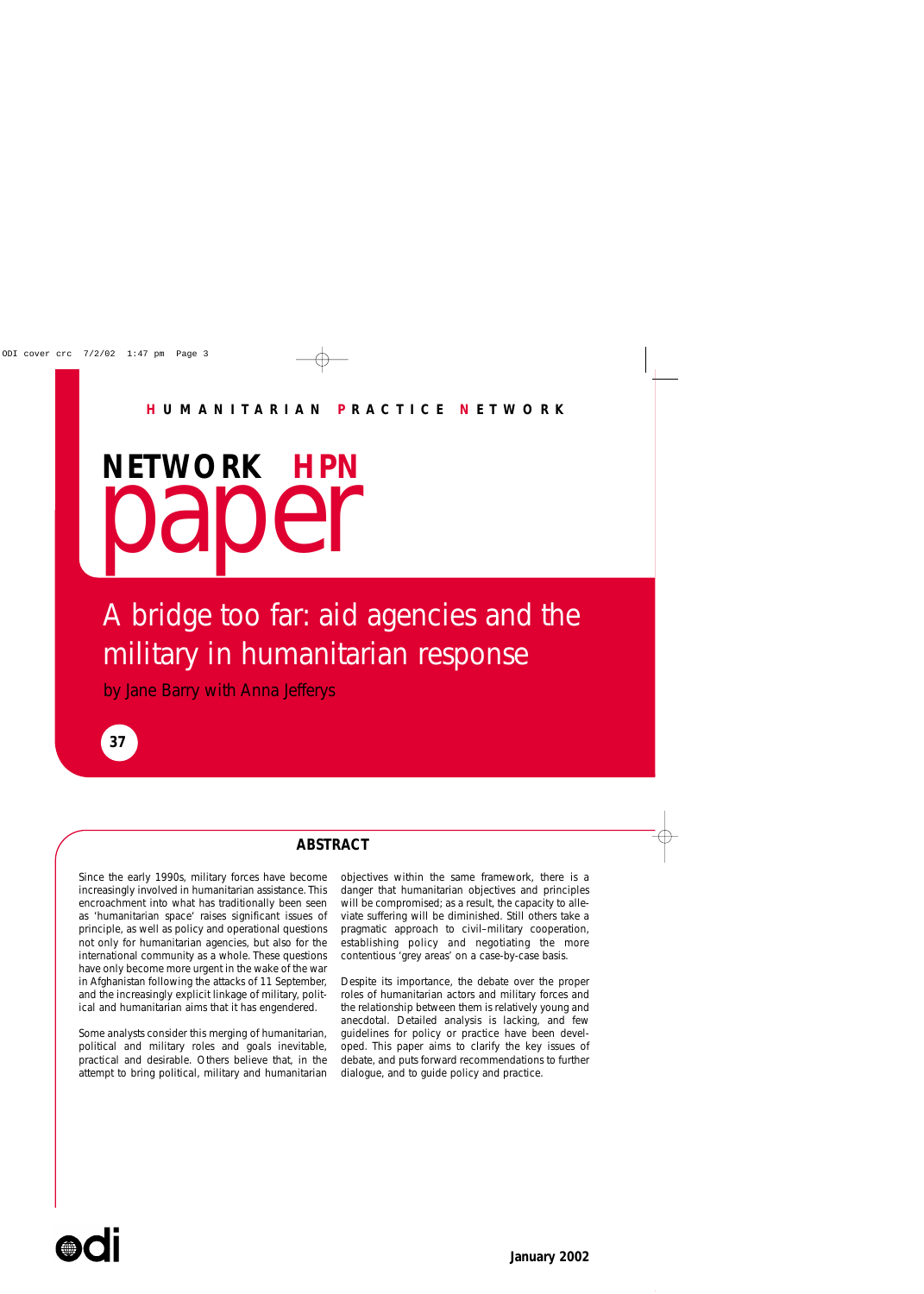**HUMANITARIAN PRACTICE NETWORK**

# NETWORK HPN paper

## A bridge too far: aid agencies and the military in humanitarian response

by Jane Barry with Anna Jefferys

37

### ABSTRACT

Since the early 1990s, military forces have become increasingly involved in humanitarian assistance. This encroachment into what has traditionally been seen as 'humanitarian space' raises significant issues of principle, as well as policy and operational questions not only for humanitarian agencies, but also for the international community as a whole. These questions have only become more urgent in the wake of the war in Afghanistan following the attacks of 11 September, and the increasingly explicit linkage of military, political and humanitarian aims that it has engendered.

Some analysts consider this merging of humanitarian, political and military roles and goals inevitable, practical and desirable. Others believe that, in the attempt to bring political, military and humanitarian objectives within the same framework, there is a danger that humanitarian objectives and principles will be compromised; as a result, the capacity to alleviate suffering will be diminished. Still others take a pragmatic approach to civil–military cooperation, establishing policy and negotiating the more contentious 'grey areas' on a case-by-case basis.

Despite its importance, the debate over the proper roles of humanitarian actors and military forces and the relationship between them is relatively young and anecdotal. Detailed analysis is lacking, and few guidelines for policy or practice have been developed. This paper aims to clarify the key issues of debate, and puts forward recommendations to further dialogue, and to guide policy and practice.

odi

January 2002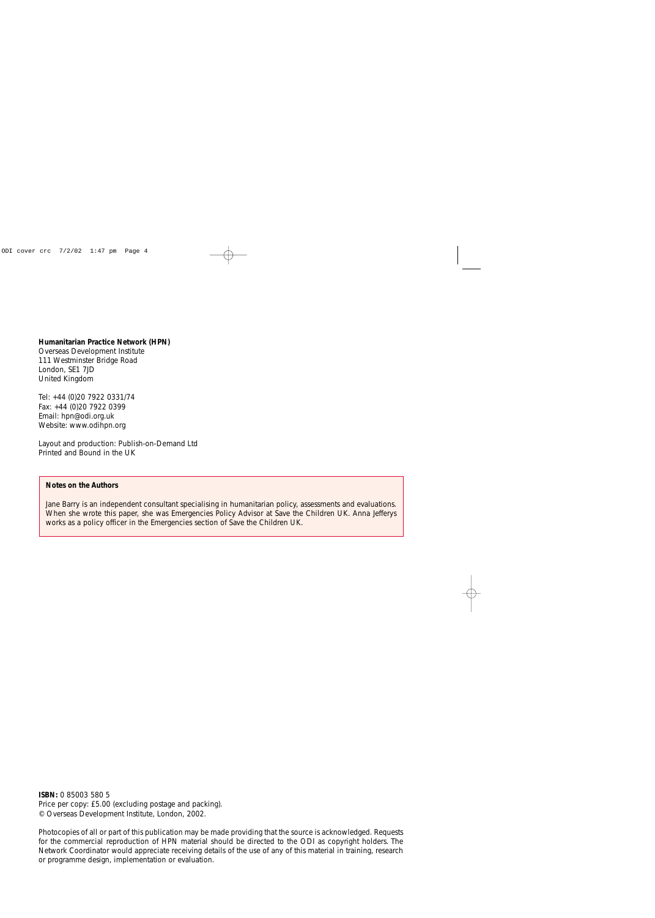**Humanitarian Practice Network (HPN)**
Overseas Development Institute
111 Westminster Bridge Road
London, SE1 7JD
United Kingdom

Tel: +44 (0)20 7922 0331/74
Fax: +44 (0)20 7922 0399
Email: hpn@odi.org.uk
Website: www.odihpn.org

Layout and production: Publish-on-Demand Ltd
Printed and Bound in the UK

**Notes on the Authors**

Jane Barry is an independent consultant specialising in humanitarian policy, assessments and evaluations. When she wrote this paper, she was Emergencies Policy Advisor at Save the Children UK. Anna Jefferys works as a policy officer in the Emergencies section of Save the Children UK.

**ISBN:** 0 85003 580 5
Price per copy: £5.00 (excluding postage and packing).
© Overseas Development Institute, London, 2002.

Photocopies of all or part of this publication may be made providing that the source is acknowledged. Requests for the commercial reproduction of HPN material should be directed to the ODI as copyright holders. The Network Coordinator would appreciate receiving details of the use of any of this material in training, research or programme design, implementation or evaluation.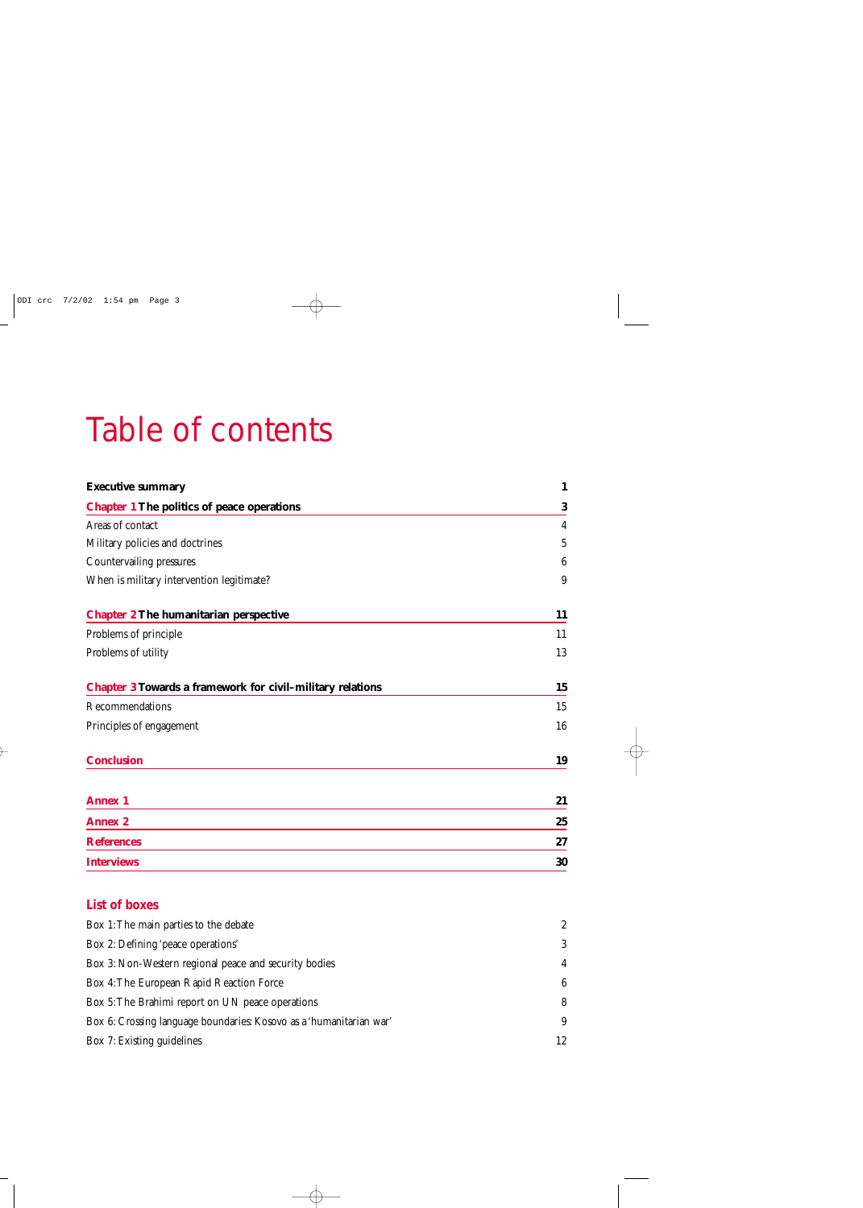# Table of contents

| | |
|---|---|
| **Executive summary** | **1** |
| **Chapter 1 The politics of peace operations** | **3** |
| Areas of contact | 4 |
| Military policies and doctrines | 5 |
| Countervailing pressures | 6 |
| When is military intervention legitimate? | 9 |
| **Chapter 2 The humanitarian perspective** | **11** |
| Problems of principle | 11 |
| Problems of utility | 13 |
| **Chapter 3 Towards a framework for civil–military relations** | **15** |
| Recommendations | 15 |
| Principles of engagement | 16 |
| **Conclusion** | **19** |
| **Annex 1** | **21** |
| **Annex 2** | **25** |
| **References** | **27** |
| **Interviews** | **30** |

## List of boxes

| | |
|---|---|
| Box 1: The main parties to the debate | 2 |
| Box 2: Defining 'peace operations' | 3 |
| Box 3: Non-Western regional peace and security bodies | 4 |
| Box 4: The European Rapid Reaction Force | 6 |
| Box 5: The Brahimi report on UN peace operations | 8 |
| Box 6: Crossing language boundaries: Kosovo as a 'humanitarian war' | 9 |
| Box 7: Existing guidelines | 12 |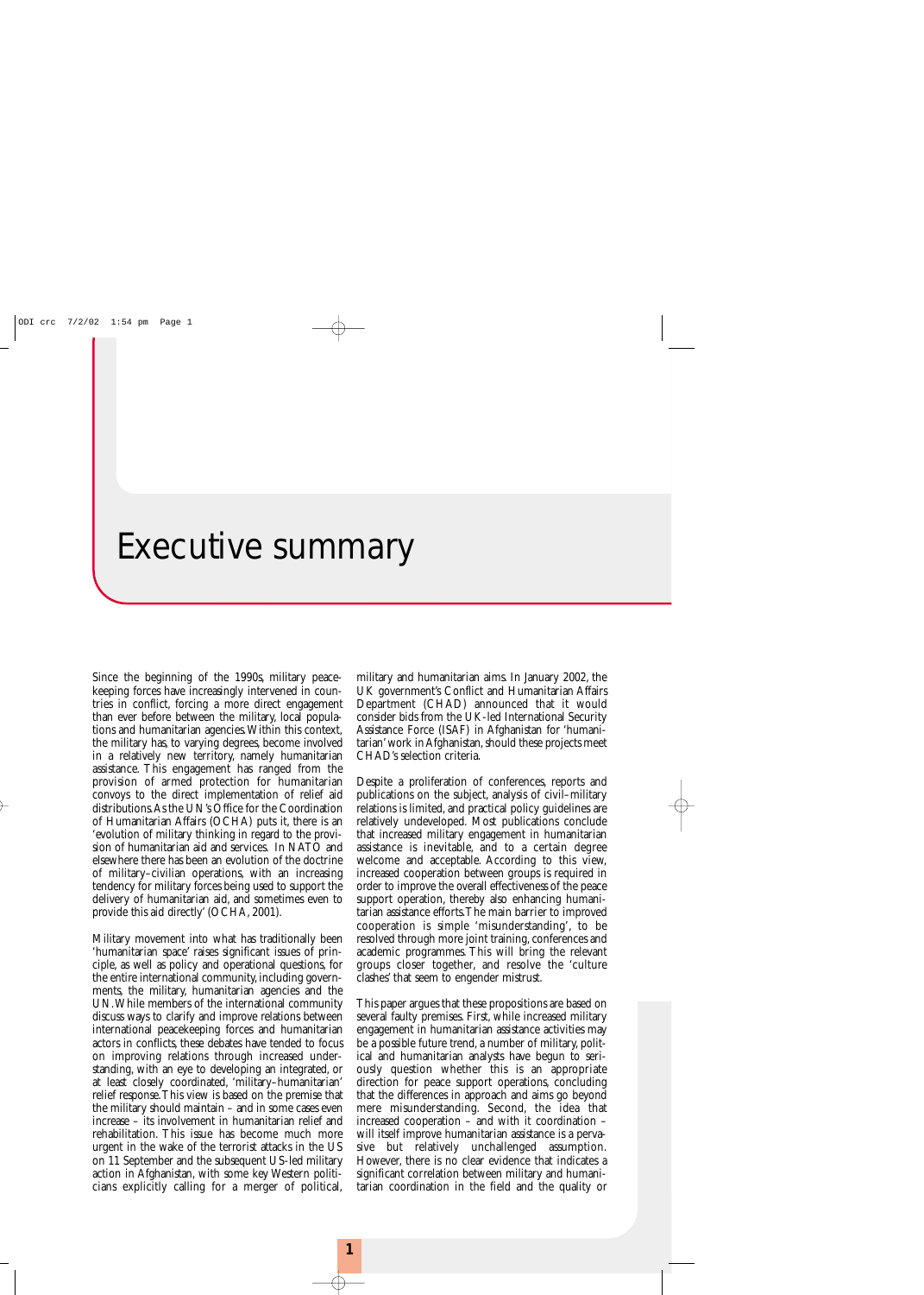# Executive summary

Since the beginning of the 1990s, military peacekeeping forces have increasingly intervened in countries in conflict, forcing a more direct engagement than ever before between the military, local populations and humanitarian agencies. Within this context, the military has, to varying degrees, become involved in a relatively new territory, namely humanitarian assistance. This engagement has ranged from the provision of armed protection for humanitarian convoys to the direct implementation of relief aid distributions. As the UN's Office for the Coordination of Humanitarian Affairs (OCHA) puts it, there is an 'evolution of military thinking in regard to the provision of humanitarian aid and services. In NATO and elsewhere there has been an evolution of the doctrine of military–civilian operations, with an increasing tendency for military forces being used to support the delivery of humanitarian aid, and sometimes even to provide this aid directly' (OCHA, 2001).

Military movement into what has traditionally been 'humanitarian space' raises significant issues of principle, as well as policy and operational questions, for the entire international community, including governments, the military, humanitarian agencies and the UN. While members of the international community discuss ways to clarify and improve relations between international peacekeeping forces and humanitarian actors in conflicts, these debates have tended to focus on improving relations through increased understanding, with an eye to developing an integrated, or at least closely coordinated, 'military–humanitarian' relief response. This view is based on the premise that the military should maintain – and in some cases even increase – its involvement in humanitarian relief and rehabilitation. This issue has become much more urgent in the wake of the terrorist attacks in the US on 11 September and the subsequent US-led military action in Afghanistan, with some key Western politicians explicitly calling for a merger of political, military and humanitarian aims. In January 2002, the UK government's Conflict and Humanitarian Affairs Department (CHAD) announced that it would consider bids from the UK-led International Security Assistance Force (ISAF) in Afghanistan for 'humanitarian' work in Afghanistan, should these projects meet CHAD's selection criteria.

Despite a proliferation of conferences, reports and publications on the subject, analysis of civil–military relations is limited, and practical policy guidelines are relatively undeveloped. Most publications conclude that increased military engagement in humanitarian assistance is inevitable, and to a certain degree welcome and acceptable. According to this view, increased cooperation between groups is required in order to improve the overall effectiveness of the peace support operation, thereby also enhancing humanitarian assistance efforts. The main barrier to improved cooperation is simple 'misunderstanding', to be resolved through more joint training, conferences and academic programmes. This will bring the relevant groups closer together, and resolve the 'culture clashes' that seem to engender mistrust.

This paper argues that these propositions are based on several faulty premises. First, while increased military engagement in humanitarian assistance activities may be a possible future trend, a number of military, political and humanitarian analysts have begun to seriously question whether this is an appropriate direction for peace support operations, concluding that the differences in approach and aims go beyond mere misunderstanding. Second, the idea that increased cooperation – and with it coordination – will itself improve humanitarian assistance is a pervasive but relatively unchallenged assumption. However, there is no clear evidence that indicates a significant correlation between military and humanitarian coordination in the field and the quality or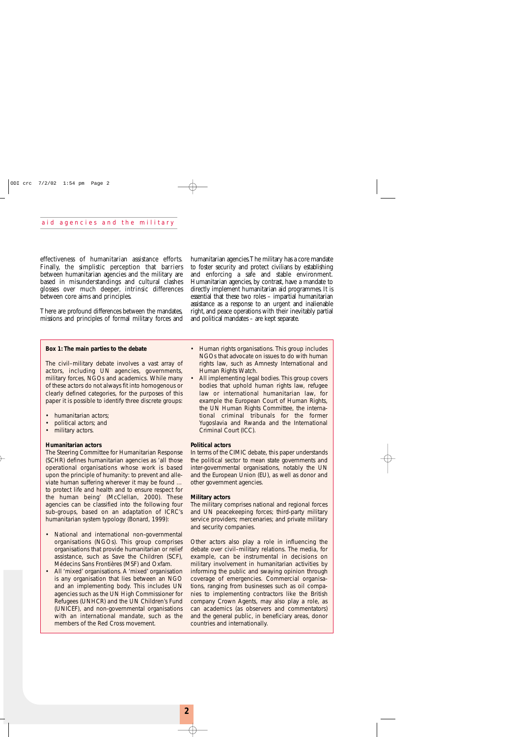effectiveness of humanitarian assistance efforts. Finally, the simplistic perception that barriers between humanitarian agencies and the military are based in misunderstandings and cultural clashes glosses over much deeper, intrinsic differences between core aims and principles.

There are profound differences between the mandates, missions and principles of formal military forces and humanitarian agencies. The military has a core mandate to foster security and protect civilians by establishing and enforcing a safe and stable environment. Humanitarian agencies, by contrast, have a mandate to directly implement humanitarian aid programmes. It is essential that these two roles – impartial humanitarian assistance as a response to an urgent and inalienable right, and peace operations with their inevitably partial and political mandates – are kept separate.

**Box 1: The main parties to the debate**

The civil–military debate involves a vast array of actors, including UN agencies, governments, military forces, NGOs and academics. While many of these actors do not always fit into homogenous or clearly defined categories, for the purposes of this paper it is possible to identify three discrete groups:

- humanitarian actors;
- political actors; and
- military actors.

**Humanitarian actors**

The Steering Committee for Humanitarian Response (SCHR) defines humanitarian agencies as 'all those operational organisations whose work is based upon the principle of humanity: to prevent and alleviate human suffering wherever it may be found … to protect life and health and to ensure respect for the human being' (McClellan, 2000). These agencies can be classified into the following four sub-groups, based on an adaptation of ICRC's humanitarian system typology (Bonard, 1999):

- National and international non-governmental organisations (NGOs). This group comprises organisations that provide humanitarian or relief assistance, such as Save the Children (SCF), Médecins Sans Frontières (MSF) and Oxfam.
- All 'mixed' organisations. A 'mixed' organisation is any organisation that lies between an NGO and an implementing body. This includes UN agencies such as the UN High Commissioner for Refugees (UNHCR) and the UN Children's Fund (UNICEF), and non-governmental organisations with an international mandate, such as the members of the Red Cross movement.
- Human rights organisations. This group includes NGOs that advocate on issues to do with human rights law, such as Amnesty International and Human Rights Watch.
- All implementing legal bodies. This group covers bodies that uphold human rights law, refugee law or international humanitarian law, for example the European Court of Human Rights, the UN Human Rights Committee, the international criminal tribunals for the former Yugoslavia and Rwanda and the International Criminal Court (ICC).

**Political actors**

In terms of the CIMIC debate, this paper understands the political sector to mean state governments and inter-governmental organisations, notably the UN and the European Union (EU), as well as donor and other government agencies.

**Military actors**

The military comprises national and regional forces and UN peacekeeping forces; third-party military service providers; mercenaries; and private military and security companies.

Other actors also play a role in influencing the debate over civil–military relations. The media, for example, can be instrumental in decisions on military involvement in humanitarian activities by informing the public and swaying opinion through coverage of emergencies. Commercial organisations, ranging from businesses such as oil companies to implementing contractors like the British company Crown Agents, may also play a role, as can academics (as observers and commentators) and the general public, in beneficiary areas, donor countries and internationally.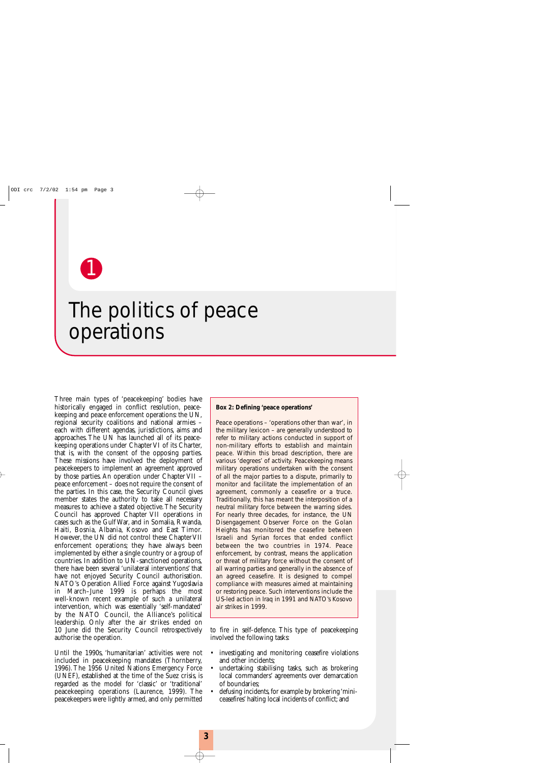# 1 The politics of peace operations

Three main types of 'peacekeeping' bodies have historically engaged in conflict resolution, peace-keeping and peace enforcement operations: the UN, regional security coalitions and national armies – each with different agendas, jurisdictions, aims and approaches. The UN has launched all of its peace-keeping operations under Chapter VI of its Charter, that is, with the consent of the opposing parties. These missions have involved the deployment of peacekeepers to implement an agreement approved by those parties. An operation under Chapter VII – peace enforcement – does not require the consent of the parties. In this case, the Security Council gives member states the authority to take all necessary measures to achieve a stated objective. The Security Council has approved Chapter VII operations in cases such as the Gulf War, and in Somalia, Rwanda, Haiti, Bosnia, Albania, Kosovo and East Timor. However, the UN did not control these Chapter VII enforcement operations; they have always been implemented by either a single country or a group of countries. In addition to UN-sanctioned operations, there have been several 'unilateral interventions' that have not enjoyed Security Council authorisation. NATO's Operation Allied Force against Yugoslavia in March–June 1999 is perhaps the most well-known recent example of such a unilateral intervention, which was essentially 'self-mandated' by the NATO Council, the Alliance's political leadership. Only after the air strikes ended on 10 June did the Security Council retrospectively authorise the operation.

Until the 1990s, 'humanitarian' activities were not included in peacekeeping mandates (Thornberry, 1996). The 1956 United Nations Emergency Force (UNEF), established at the time of the Suez crisis, is regarded as the model for 'classic' or 'traditional' peacekeeping operations (Laurence, 1999). The peacekeepers were lightly armed, and only permitted to fire in self-defence. This type of peacekeeping involved the following tasks:

- investigating and monitoring ceasefire violations and other incidents;
- undertaking stabilising tasks, such as brokering local commanders' agreements over demarcation of boundaries;
- defusing incidents, for example by brokering 'mini-ceasefires' halting local incidents of conflict; and

> **Box 2: Defining 'peace operations'**
>
> Peace operations – 'operations other than war', in the military lexicon – are generally understood to refer to military actions conducted in support of non-military efforts to establish and maintain peace. Within this broad description, there are various 'degrees' of activity. Peacekeeping means military operations undertaken with the consent of all the major parties to a dispute, primarily to monitor and facilitate the implementation of an agreement, commonly a ceasefire or a truce. Traditionally, this has meant the interposition of a neutral military force between the warring sides. For nearly three decades, for instance, the UN Disengagement Observer Force on the Golan Heights has monitored the ceasefire between Israeli and Syrian forces that ended conflict between the two countries in 1974. Peace enforcement, by contrast, means the application or threat of military force without the consent of all warring parties and generally in the absence of an agreed ceasefire. It is designed to compel compliance with measures aimed at maintaining or restoring peace. Such interventions include the US-led action in Iraq in 1991 and NATO's Kosovo air strikes in 1999.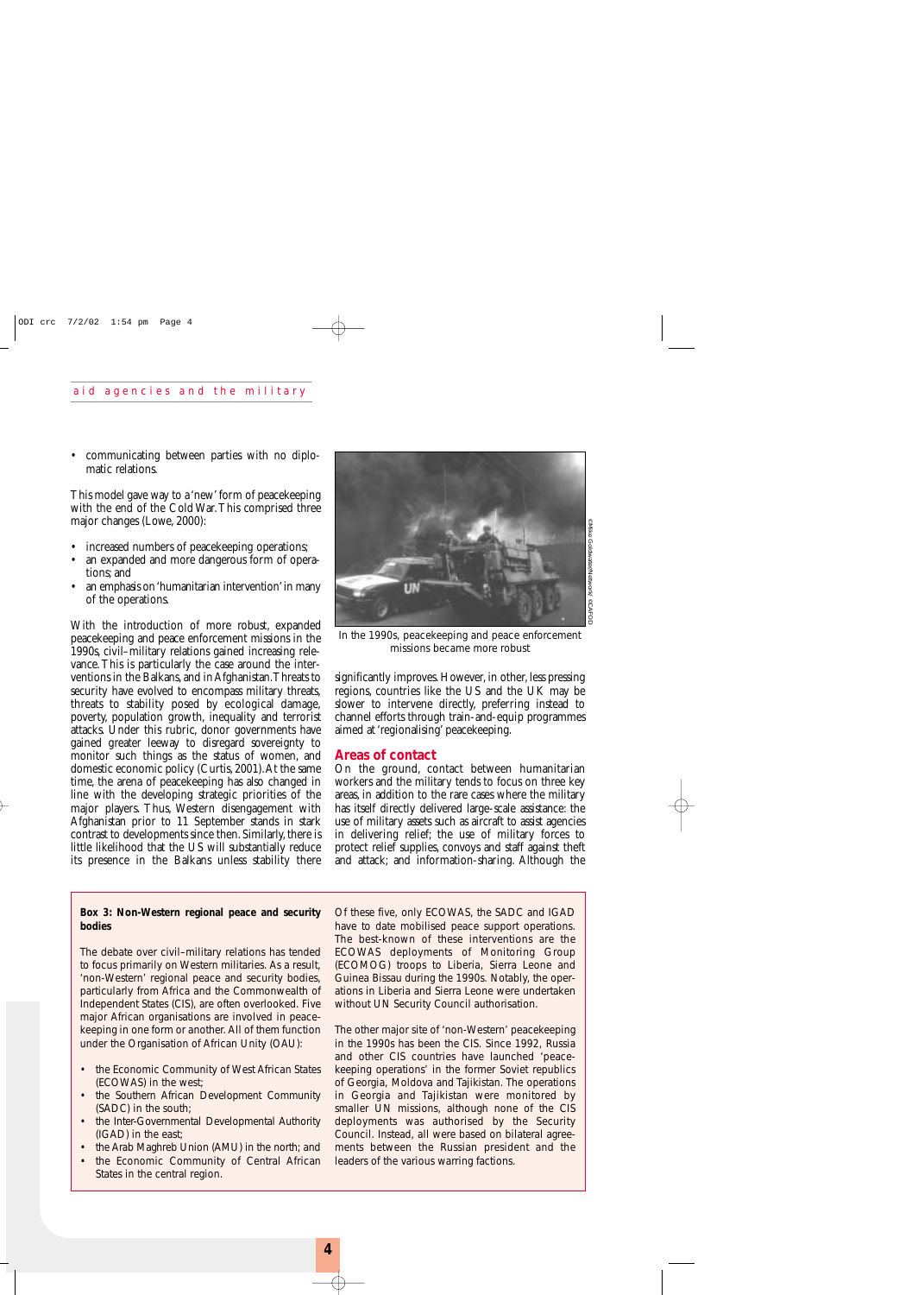- communicating between parties with no diplomatic relations.

This model gave way to a 'new' form of peacekeeping with the end of the Cold War. This comprised three major changes (Lowe, 2000):

- increased numbers of peacekeeping operations;
- an expanded and more dangerous form of operations; and
- an emphasis on 'humanitarian intervention' in many of the operations.

With the introduction of more robust, expanded peacekeeping and peace enforcement missions in the 1990s, civil–military relations gained increasing relevance. This is particularly the case around the interventions in the Balkans, and in Afghanistan. Threats to security have evolved to encompass military threats, threats to stability posed by ecological damage, poverty, population growth, inequality and terrorist attacks. Under this rubric, donor governments have gained greater leeway to disregard sovereignty to monitor such things as the status of women, and domestic economic policy (Curtis, 2001). At the same time, the arena of peacekeeping has also changed in line with the developing strategic priorities of the major players. Thus, Western disengagement with Afghanistan prior to 11 September stands in stark contrast to developments since then. Similarly, there is little likelihood that the US will substantially reduce its presence in the Balkans unless stability there significantly improves. However, in other, less pressing regions, countries like the US and the UK may be slower to intervene directly, preferring instead to channel efforts through train-and-equip programmes aimed at 'regionalising' peacekeeping.

In the 1990s, peacekeeping and peace enforcement missions became more robust

## Areas of contact

On the ground, contact between humanitarian workers and the military tends to focus on three key areas, in addition to the rare cases where the military has itself directly delivered large-scale assistance: the use of military assets such as aircraft to assist agencies in delivering relief; the use of military forces to protect relief supplies, convoys and staff against theft and attack; and information-sharing. Although the

**Box 3: Non-Western regional peace and security bodies**

The debate over civil–military relations has tended to focus primarily on Western militaries. As a result, 'non-Western' regional peace and security bodies, particularly from Africa and the Commonwealth of Independent States (CIS), are often overlooked. Five major African organisations are involved in peacekeeping in one form or another. All of them function under the Organisation of African Unity (OAU):

- the Economic Community of West African States (ECOWAS) in the west;
- the Southern African Development Community (SADC) in the south;
- the Inter-Governmental Developmental Authority (IGAD) in the east;
- the Arab Maghreb Union (AMU) in the north; and
- the Economic Community of Central African States in the central region.

Of these five, only ECOWAS, the SADC and IGAD have to date mobilised peace support operations. The best-known of these interventions are the ECOWAS deployments of Monitoring Group (ECOMOG) troops to Liberia, Sierra Leone and Guinea Bissau during the 1990s. Notably, the operations in Liberia and Sierra Leone were undertaken without UN Security Council authorisation.

The other major site of 'non-Western' peacekeeping in the 1990s has been the CIS. Since 1992, Russia and other CIS countries have launched 'peacekeeping operations' in the former Soviet republics of Georgia, Moldova and Tajikistan. The operations in Georgia and Tajikistan were monitored by smaller UN missions, although none of the CIS deployments was authorised by the Security Council. Instead, all were based on bilateral agreements between the Russian president and the leaders of the various warring factions.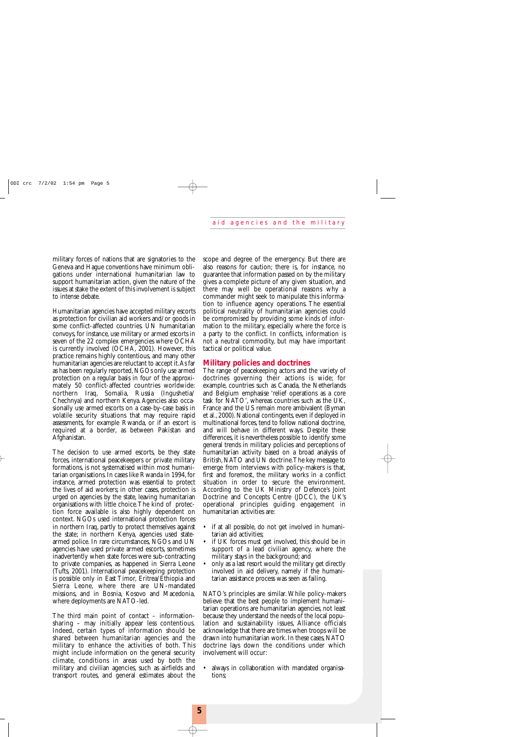military forces of nations that are signatories to the Geneva and Hague conventions have minimum obligations under international humanitarian law to support humanitarian action, given the nature of the issues at stake the extent of this involvement is subject to intense debate.

Humanitarian agencies have accepted military escorts as protection for civilian aid workers and/or goods in some conflict-affected countries. UN humanitarian convoys, for instance, use military or armed escorts in seven of the 22 complex emergencies where OCHA is currently involved (OCHA, 2001). However, this practice remains highly contentious, and many other humanitarian agencies are reluctant to accept it. As far as has been regularly reported, NGOs only use armed protection on a regular basis in four of the approximately 50 conflict-affected countries worldwide: northern Iraq, Somalia, Russia (Ingushetia/Chechnya) and northern Kenya. Agencies also occasionally use armed escorts on a case-by-case basis in volatile security situations that may require rapid assessments, for example Rwanda, or if an escort is required at a border, as between Pakistan and Afghanistan.

The decision to use armed escorts, be they state forces, international peacekeepers or private military formations, is not systematised within most humanitarian organisations. In cases like Rwanda in 1994, for instance, armed protection was essential to protect the lives of aid workers; in other cases, protection is urged on agencies by the state, leaving humanitarian organisations with little choice. The kind of protection force available is also highly dependent on context. NGOs used international protection forces in northern Iraq, partly to protect themselves against the state; in northern Kenya, agencies used state-armed police. In rare circumstances, NGOs and UN agencies have used private armed escorts, sometimes inadvertently when state forces were sub-contracting to private companies, as happened in Sierra Leone (Tufts, 2001). International peacekeeping protection is possible only in East Timor, Eritrea/Ethiopia and Sierra Leone, where there are UN-mandated missions, and in Bosnia, Kosovo and Macedonia, where deployments are NATO-led.

The third main point of contact – information-sharing – may initially appear less contentious. Indeed, certain types of information should be shared between humanitarian agencies and the military to enhance the activities of both. This might include information on the general security climate, conditions in areas used by both the military and civilian agencies, such as airfields and transport routes, and general estimates about the scope and degree of the emergency. But there are also reasons for caution; there is, for instance, no guarantee that information passed on by the military gives a complete picture of any given situation, and there may well be operational reasons why a commander might seek to manipulate this information to influence agency operations. The essential political neutrality of humanitarian agencies could be compromised by providing some kinds of information to the military, especially where the force is a party to the conflict. In conflicts, information is not a neutral commodity, but may have important tactical or political value.

## Military policies and doctrines

The range of peacekeeping actors and the variety of doctrines governing their actions is wide; for example, countries such as Canada, the Netherlands and Belgium emphasise 'relief operations as a core task for NATO', whereas countries such as the UK, France and the US remain more ambivalent (Byman et al., 2000). National contingents, even if deployed in multinational forces, tend to follow national doctrine, and will behave in different ways. Despite these differences, it is nevertheless possible to identify some general trends in military policies and perceptions of humanitarian activity based on a broad analysis of British, NATO and UN doctrine. The key message to emerge from interviews with policy-makers is that, first and foremost, the military works in a conflict situation in order to secure the environment. According to the UK Ministry of Defence's Joint Doctrine and Concepts Centre (JDCC), the UK's operational principles guiding engagement in humanitarian activities are:

- if at all possible, do not get involved in humanitarian aid activities;
- if UK forces must get involved, this should be in support of a lead civilian agency, where the military stays in the background; and
- only as a last resort would the military get directly involved in aid delivery, namely if the humanitarian assistance process was seen as failing.

NATO's principles are similar. While policy-makers believe that the best people to implement humanitarian operations are humanitarian agencies, not least because they understand the needs of the local population and sustainability issues, Alliance officials acknowledge that there are times when troops will be drawn into humanitarian work. In these cases, NATO doctrine lays down the conditions under which involvement will occur:

- always in collaboration with mandated organisations;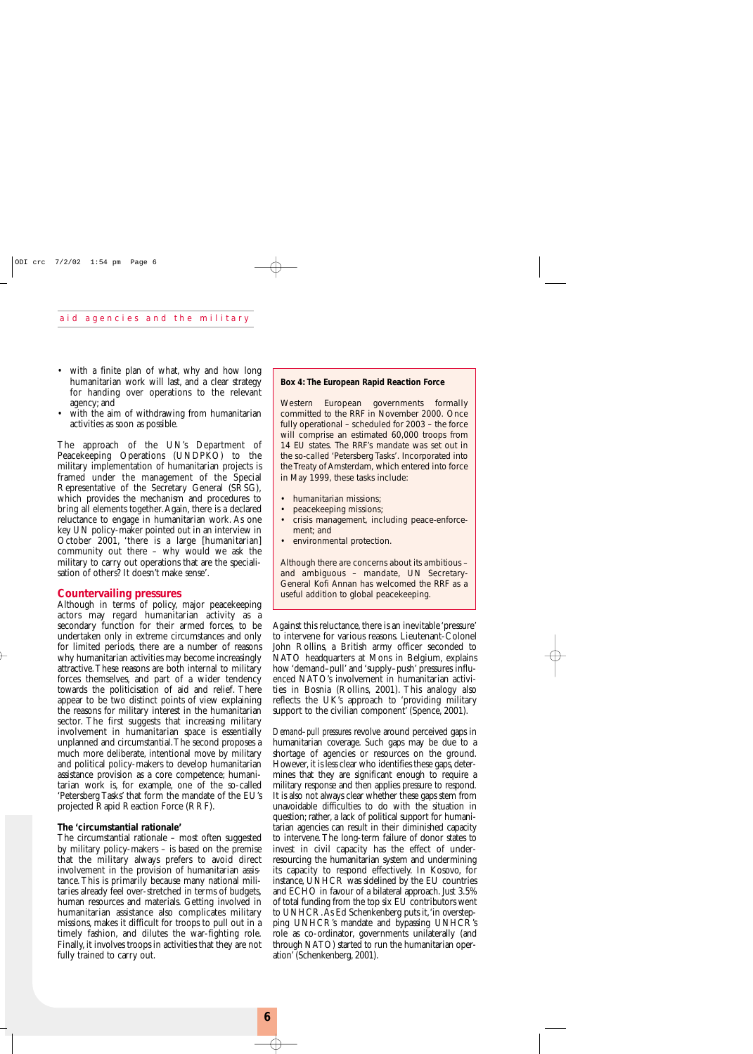- with a finite plan of what, why and how long humanitarian work will last, and a clear strategy for handing over operations to the relevant agency; and
- with the aim of withdrawing from humanitarian activities as soon as possible.

The approach of the UN's Department of Peacekeeping Operations (UNDPKO) to the military implementation of humanitarian projects is framed under the management of the Special Representative of the Secretary General (SRSG), which provides the mechanism and procedures to bring all elements together. Again, there is a declared reluctance to engage in humanitarian work. As one key UN policy-maker pointed out in an interview in October 2001, 'there is a large [humanitarian] community out there – why would we ask the military to carry out operations that are the specialisation of others? It doesn't make sense'.

## Countervailing pressures

Although in terms of policy, major peacekeeping actors may regard humanitarian activity as a secondary function for their armed forces, to be undertaken only in extreme circumstances and only for limited periods, there are a number of reasons why humanitarian activities may become increasingly attractive. These reasons are both internal to military forces themselves, and part of a wider tendency towards the politicisation of aid and relief. There appear to be two distinct points of view explaining the reasons for military interest in the humanitarian sector. The first suggests that increasing military involvement in humanitarian space is essentially unplanned and circumstantial. The second proposes a much more deliberate, intentional move by military and political policy-makers to develop humanitarian assistance provision as a core competence; humanitarian work is, for example, one of the so-called 'Petersberg Tasks' that form the mandate of the EU's projected Rapid Reaction Force (RRF).

### The 'circumstantial rationale'

The circumstantial rationale – most often suggested by military policy-makers – is based on the premise that the military always prefers to avoid direct involvement in the provision of humanitarian assistance. This is primarily because many national militaries already feel over-stretched in terms of budgets, human resources and materials. Getting involved in humanitarian assistance also complicates military missions, makes it difficult for troops to pull out in a timely fashion, and dilutes the war-fighting role. Finally, it involves troops in activities that they are not fully trained to carry out.

> **Box 4: The European Rapid Reaction Force**
>
> Western European governments formally committed to the RRF in November 2000. Once fully operational – scheduled for 2003 – the force will comprise an estimated 60,000 troops from 14 EU states. The RRF's mandate was set out in the so-called 'Petersberg Tasks'. Incorporated into the Treaty of Amsterdam, which entered into force in May 1999, these tasks include:
>
> - humanitarian missions;
> - peacekeeping missions;
> - crisis management, including peace-enforcement; and
> - environmental protection.
>
> Although there are concerns about its ambitious – and ambiguous – mandate, UN Secretary-General Kofi Annan has welcomed the RRF as a useful addition to global peacekeeping.

Against this reluctance, there is an inevitable 'pressure' to intervene for various reasons. Lieutenant-Colonel John Rollins, a British army officer seconded to NATO headquarters at Mons in Belgium, explains how 'demand–pull' and 'supply–push' pressures influenced NATO's involvement in humanitarian activities in Bosnia (Rollins, 2001). This analogy also reflects the UK's approach to 'providing military support to the civilian component' (Spence, 2001).

*Demand–pull pressures* revolve around perceived gaps in humanitarian coverage. Such gaps may be due to a shortage of agencies or resources on the ground. However, it is less clear who identifies these gaps, determines that they are significant enough to require a military response and then applies pressure to respond. It is also not always clear whether these gaps stem from unavoidable difficulties to do with the situation in question; rather, a lack of political support for humanitarian agencies can result in their diminished capacity to intervene. The long-term failure of donor states to invest in civil capacity has the effect of under-resourcing the humanitarian system and undermining its capacity to respond effectively. In Kosovo, for instance, UNHCR was sidelined by the EU countries and ECHO in favour of a bilateral approach. Just 3.5% of total funding from the top six EU contributors went to UNHCR. As Ed Schenkenberg puts it, 'in overstepping UNHCR's mandate and bypassing UNHCR's role as co-ordinator, governments unilaterally (and through NATO) started to run the humanitarian operation' (Schenkenberg, 2001).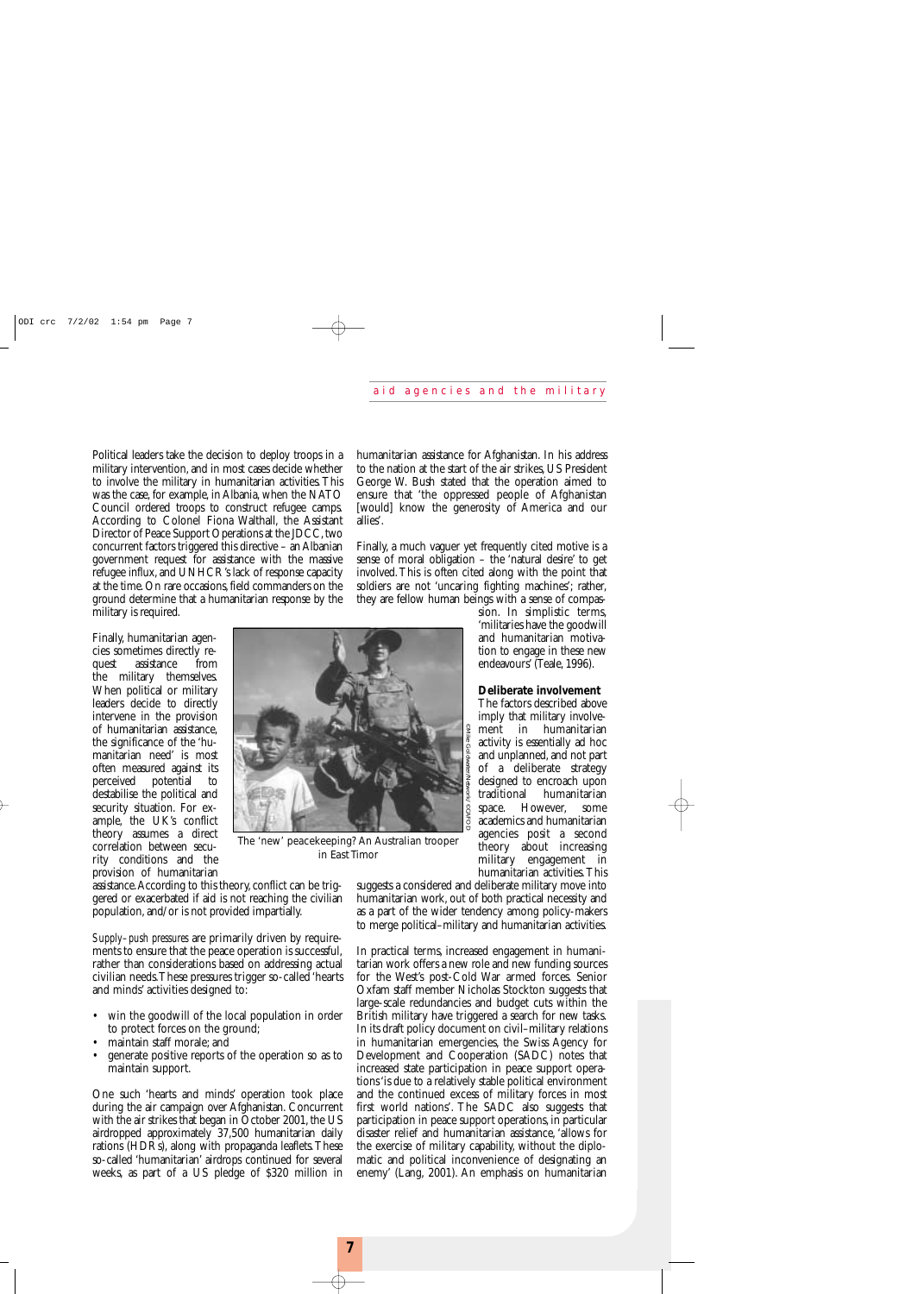Political leaders take the decision to deploy troops in a military intervention, and in most cases decide whether to involve the military in humanitarian activities. This was the case, for example, in Albania, when the NATO Council ordered troops to construct refugee camps. According to Colonel Fiona Walthall, the Assistant Director of Peace Support Operations at the JDCC, two concurrent factors triggered this directive – an Albanian government request for assistance with the massive refugee influx, and UNHCR's lack of response capacity at the time. On rare occasions, field commanders on the ground determine that a humanitarian response by the military is required.

Finally, humanitarian agencies sometimes directly request assistance from the military themselves. When political or military leaders decide to directly intervene in the provision of humanitarian assistance, the significance of the 'humanitarian need' is most often measured against its perceived potential to destabilise the political and security situation. For example, the UK's conflict theory assumes a direct correlation between security conditions and the provision of humanitarian assistance. According to this theory, conflict can be triggered or exacerbated if aid is not reaching the civilian population, and/or is not provided impartially.

The 'new' peacekeeping? An Australian trooper in East Timor

*Supply–push pressures* are primarily driven by requirements to ensure that the peace operation is successful, rather than considerations based on addressing actual civilian needs. These pressures trigger so-called 'hearts and minds' activities designed to:

- win the goodwill of the local population in order to protect forces on the ground;
- maintain staff morale; and
- generate positive reports of the operation so as to maintain support.

One such 'hearts and minds' operation took place during the air campaign over Afghanistan. Concurrent with the air strikes that began in October 2001, the US airdropped approximately 37,500 humanitarian daily rations (HDRs), along with propaganda leaflets. These so-called 'humanitarian' airdrops continued for several weeks, as part of a US pledge of $320 million in humanitarian assistance for Afghanistan. In his address to the nation at the start of the air strikes, US President George W. Bush stated that the operation aimed to ensure that 'the oppressed people of Afghanistan [would] know the generosity of America and our allies'.

Finally, a much vaguer yet frequently cited motive is a sense of moral obligation – the 'natural desire' to get involved. This is often cited along with the point that soldiers are not 'uncaring fighting machines'; rather, they are fellow human beings with a sense of compassion. In simplistic terms, 'militaries have the goodwill and humanitarian motivation to engage in these new endeavours' (Teale, 1996).

### Deliberate involvement

The factors described above imply that military involvement in humanitarian activity is essentially ad hoc and unplanned, and not part of a deliberate strategy designed to encroach upon traditional humanitarian space. However, some academics and humanitarian agencies posit a second theory about increasing military engagement in humanitarian activities. This suggests a considered and deliberate military move into humanitarian work, out of both practical necessity and as a part of the wider tendency among policy-makers to merge political–military and humanitarian activities.

In practical terms, increased engagement in humanitarian work offers a new role and new funding sources for the West's post-Cold War armed forces. Senior Oxfam staff member Nicholas Stockton suggests that large-scale redundancies and budget cuts within the British military have triggered a search for new tasks. In its draft policy document on civil–military relations in humanitarian emergencies, the Swiss Agency for Development and Cooperation (SADC) notes that increased state participation in peace support operations 'is due to a relatively stable political environment and the continued excess of military forces in most first world nations'. The SADC also suggests that participation in peace support operations, in particular disaster relief and humanitarian assistance, 'allows for the exercise of military capability, without the diplomatic and political inconvenience of designating an enemy' (Lang, 2001). An emphasis on humanitarian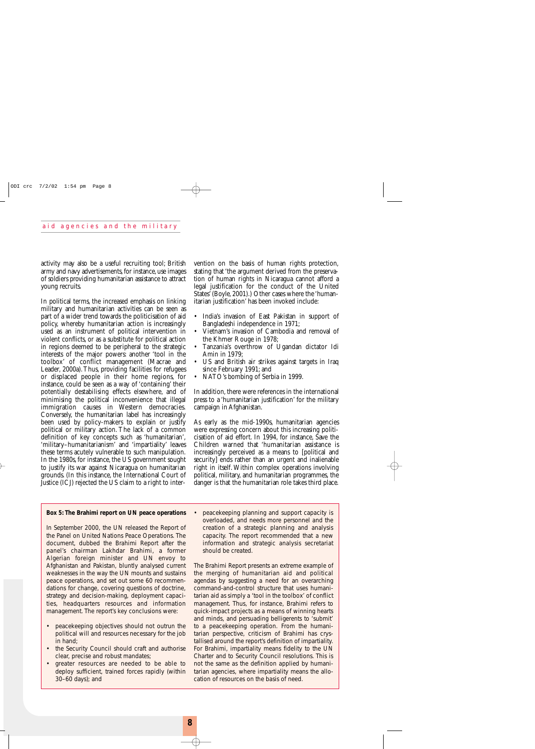activity may also be a useful recruiting tool; British army and navy advertisements, for instance, use images of soldiers providing humanitarian assistance to attract young recruits.

In political terms, the increased emphasis on linking military and humanitarian activities can be seen as part of a wider trend towards the politicisation of aid policy, whereby humanitarian action is increasingly used as an instrument of political intervention in violent conflicts, or as a substitute for political action in regions deemed to be peripheral to the strategic interests of the major powers: another 'tool in the toolbox' of conflict management (Macrae and Leader, 2000a). Thus, providing facilities for refugees or displaced people in their home regions, for instance, could be seen as a way of 'containing' their potentially destabilising effects elsewhere, and of minimising the political inconvenience that illegal immigration causes in Western democracies. Conversely, the humanitarian label has increasingly been used by policy-makers to explain or justify political or military action. The lack of a common definition of key concepts such as 'humanitarian', 'military–humanitarianism' and 'impartiality' leaves these terms acutely vulnerable to such manipulation. In the 1980s, for instance, the US government sought to justify its war against Nicaragua on humanitarian grounds. (In this instance, the International Court of Justice (ICJ) rejected the US claim to a right to intervention on the basis of human rights protection, stating that 'the argument derived from the preservation of human rights in Nicaragua cannot afford a legal justification for the conduct of the United States' (Boyle, 2001).) Other cases where the 'humanitarian justification' has been invoked include:

- India's invasion of East Pakistan in support of Bangladeshi independence in 1971;
- Vietnam's invasion of Cambodia and removal of the Khmer Rouge in 1978;
- Tanzania's overthrow of Ugandan dictator Idi Amin in 1979;
- US and British air strikes against targets in Iraq since February 1991; and
- NATO's bombing of Serbia in 1999.

In addition, there were references in the international press to a 'humanitarian justification' for the military campaign in Afghanistan.

As early as the mid-1990s, humanitarian agencies were expressing concern about this increasing politicisation of aid effort. In 1994, for instance, Save the Children warned that 'humanitarian assistance is increasingly perceived as a means to [political and security] ends rather than an urgent and inalienable right in itself. Within complex operations involving political, military, and humanitarian programmes, the danger is that the humanitarian role takes third place.

**Box 5: The Brahimi report on UN peace operations**

In September 2000, the UN released the Report of the Panel on United Nations Peace Operations. The document, dubbed the Brahimi Report after the panel's chairman Lakhdar Brahimi, a former Algerian foreign minister and UN envoy to Afghanistan and Pakistan, bluntly analysed current weaknesses in the way the UN mounts and sustains peace operations, and set out some 60 recommendations for change, covering questions of doctrine, strategy and decision-making, deployment capacities, headquarters resources and information management. The report's key conclusions were:

- peacekeeping objectives should not outrun the political will and resources necessary for the job in hand;
- the Security Council should craft and authorise clear, precise and robust mandates;
- greater resources are needed to be able to deploy sufficient, trained forces rapidly (within 30–60 days); and
- peacekeeping planning and support capacity is overloaded, and needs more personnel and the creation of a strategic planning and analysis capacity. The report recommended that a new information and strategic analysis secretariat should be created.

The Brahimi Report presents an extreme example of the merging of humanitarian aid and political agendas by suggesting a need for an overarching command-and-control structure that uses humanitarian aid as simply a 'tool in the toolbox' of conflict management. Thus, for instance, Brahimi refers to quick-impact projects as a means of winning hearts and minds, and persuading belligerents to 'submit' to a peacekeeping operation. From the humanitarian perspective, criticism of Brahimi has crystallised around the report's definition of impartiality. For Brahimi, impartiality means fidelity to the UN Charter and to Security Council resolutions. This is not the same as the definition applied by humanitarian agencies, where impartiality means the allocation of resources on the basis of need.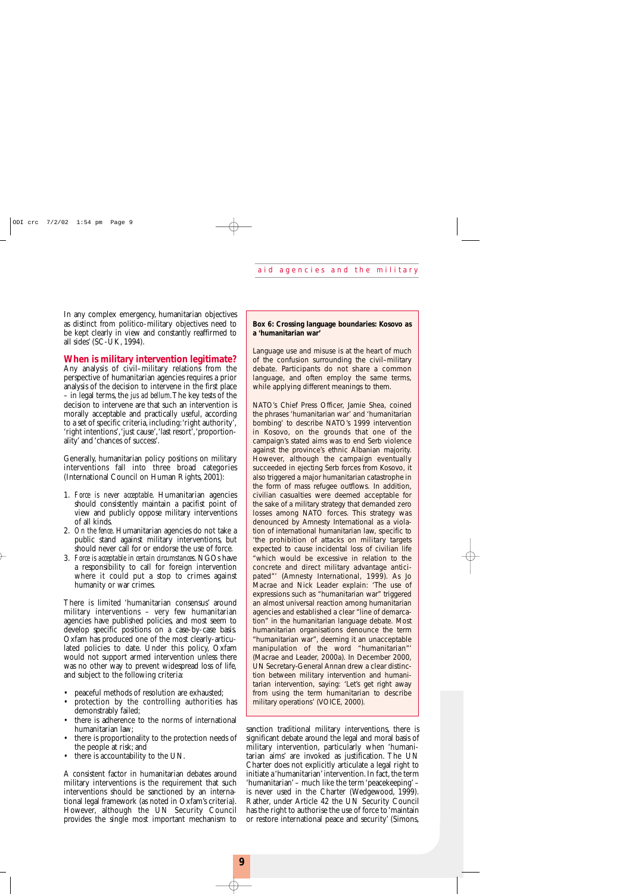In any complex emergency, humanitarian objectives as distinct from politico-military objectives need to be kept clearly in view and constantly reaffirmed to all sides' (SC-UK, 1994).

## When is military intervention legitimate?

Any analysis of civil–military relations from the perspective of humanitarian agencies requires a prior analysis of the decision to intervene in the first place – in legal terms, the *jus ad bellum*. The key tests of the decision to intervene are that such an intervention is morally acceptable and practically useful, according to a set of specific criteria, including: 'right authority', 'right intentions', 'just cause', 'last resort', 'proportionality' and 'chances of success'.

Generally, humanitarian policy positions on military interventions fall into three broad categories (International Council on Human Rights, 2001):

1. *Force is never acceptable*. Humanitarian agencies should consistently maintain a pacifist point of view and publicly oppose military interventions of all kinds.
2. *On the fence*. Humanitarian agencies do not take a public stand against military interventions, but should never call for or endorse the use of force.
3. *Force is acceptable in certain circumstances*. NGOs have a responsibility to call for foreign intervention where it could put a stop to crimes against humanity or war crimes.

There is limited 'humanitarian consensus' around military interventions – very few humanitarian agencies have published policies, and most seem to develop specific positions on a case-by-case basis. Oxfam has produced one of the most clearly-articulated policies to date. Under this policy, Oxfam would not support armed intervention unless there was no other way to prevent widespread loss of life, and subject to the following criteria:

- peaceful methods of resolution are exhausted;
- protection by the controlling authorities has demonstrably failed;
- there is adherence to the norms of international humanitarian law;
- there is proportionality to the protection needs of the people at risk; and
- there is accountability to the UN.

A consistent factor in humanitarian debates around military interventions is the requirement that such interventions should be sanctioned by an international legal framework (as noted in Oxfam's criteria). However, although the UN Security Council provides the single most important mechanism to sanction traditional military interventions, there is significant debate around the legal and moral basis of military intervention, particularly when 'humanitarian aims' are invoked as justification. The UN Charter does not explicitly articulate a legal right to initiate a 'humanitarian' intervention. In fact, the term 'humanitarian' – much like the term 'peacekeeping' – is never used in the Charter (Wedgewood, 1999). Rather, under Article 42 the UN Security Council has the right to authorise the use of force to 'maintain or restore international peace and security' (Simons,

> **Box 6: Crossing language boundaries: Kosovo as a 'humanitarian war'**
>
> Language use and misuse is at the heart of much of the confusion surrounding the civil–military debate. Participants do not share a common language, and often employ the same terms, while applying different meanings to them.
>
> NATO's Chief Press Officer, Jamie Shea, coined the phrases 'humanitarian war' and 'humanitarian bombing' to describe NATO's 1999 intervention in Kosovo, on the grounds that one of the campaign's stated aims was to end Serb violence against the province's ethnic Albanian majority. However, although the campaign eventually succeeded in ejecting Serb forces from Kosovo, it also triggered a major humanitarian catastrophe in the form of mass refugee outflows. In addition, civilian casualties were deemed acceptable for the sake of a military strategy that demanded zero losses among NATO forces. This strategy was denounced by Amnesty International as a violation of international humanitarian law, specific to 'the prohibition of attacks on military targets expected to cause incidental loss of civilian life "which would be excessive in relation to the concrete and direct military advantage anticipated"' (Amnesty International, 1999). As Jo Macrae and Nick Leader explain: 'The use of expressions such as "humanitarian war" triggered an almost universal reaction among humanitarian agencies and established a clear "line of demarcation" in the humanitarian language debate. Most humanitarian organisations denounce the term "humanitarian war", deeming it an unacceptable manipulation of the word "humanitarian"' (Macrae and Leader, 2000a). In December 2000, UN Secretary-General Annan drew a clear distinction between military intervention and humanitarian intervention, saying: 'Let's get right away from using the term humanitarian to describe military operations' (VOICE, 2000).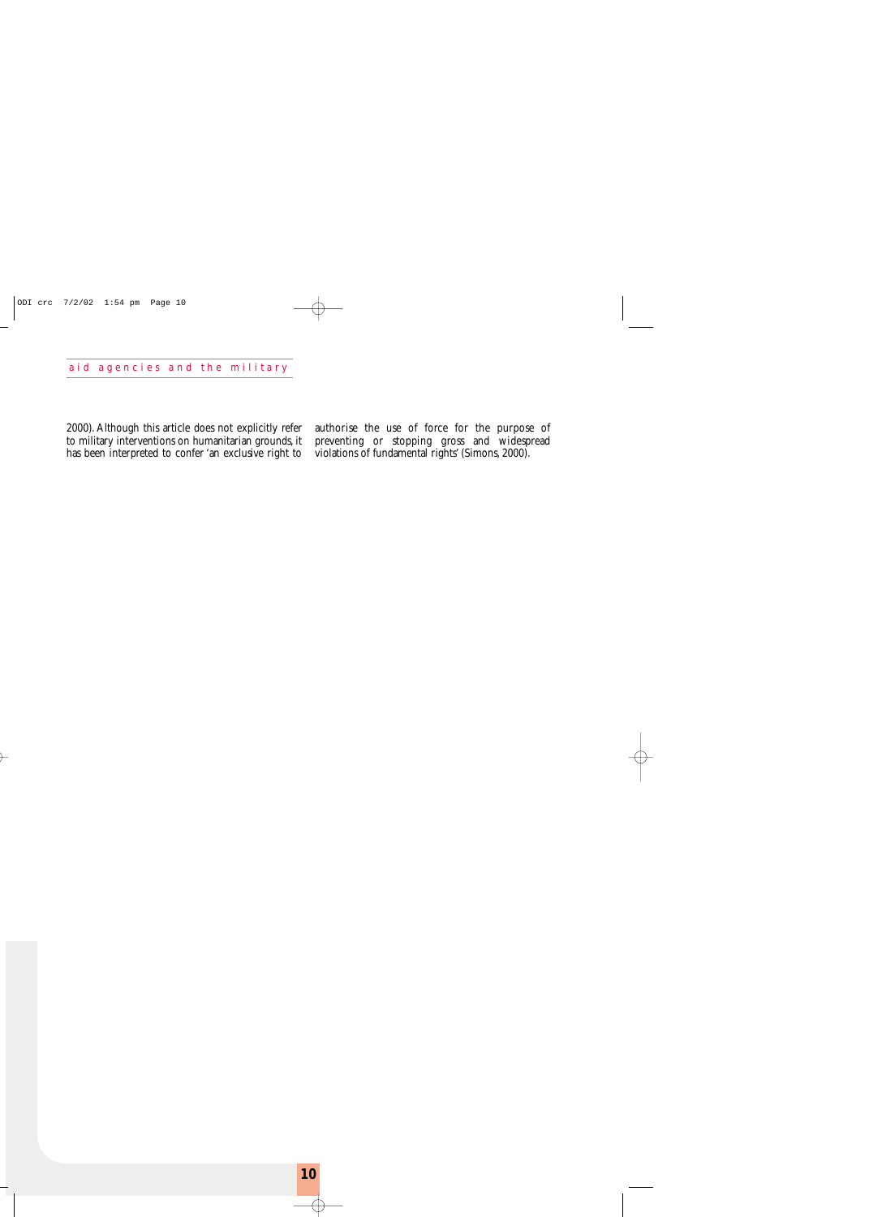2000). Although this article does not explicitly refer to military interventions on humanitarian grounds, it has been interpreted to confer 'an exclusive right to authorise the use of force for the purpose of preventing or stopping gross and widespread violations of fundamental rights' (Simons, 2000).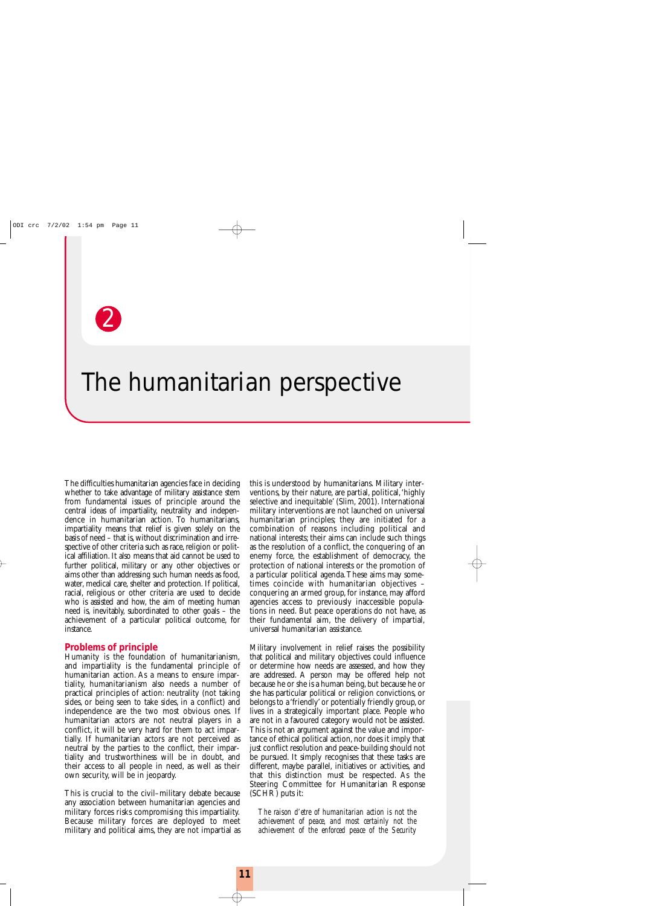# 2

# The humanitarian perspective

The difficulties humanitarian agencies face in deciding whether to take advantage of military assistance stem from fundamental issues of principle around the central ideas of impartiality, neutrality and independence in humanitarian action. To humanitarians, impartiality means that relief is given solely on the basis of need – that is, without discrimination and irrespective of other criteria such as race, religion or political affiliation. It also means that aid cannot be used to further political, military or any other objectives or aims other than addressing such human needs as food, water, medical care, shelter and protection. If political, racial, religious or other criteria are used to decide who is assisted and how, the aim of meeting human need is, inevitably, subordinated to other goals – the achievement of a particular political outcome, for instance.

## Problems of principle

Humanity is the foundation of humanitarianism, and impartiality is the fundamental principle of humanitarian action. As a means to ensure impartiality, humanitarianism also needs a number of practical principles of action: neutrality (not taking sides, or being seen to take sides, in a conflict) and independence are the two most obvious ones. If humanitarian actors are not neutral players in a conflict, it will be very hard for them to act impartially. If humanitarian actors are not perceived as neutral by the parties to the conflict, their impartiality and trustworthiness will be in doubt, and their access to all people in need, as well as their own security, will be in jeopardy.

This is crucial to the civil–military debate because any association between humanitarian agencies and military forces risks compromising this impartiality. Because military forces are deployed to meet military and political aims, they are not impartial as this is understood by humanitarians. Military interventions, by their nature, are partial, political, 'highly selective and inequitable' (Slim, 2001). International military interventions are not launched on universal humanitarian principles; they are initiated for a combination of reasons including political and national interests; their aims can include such things as the resolution of a conflict, the conquering of an enemy force, the establishment of democracy, the protection of national interests or the promotion of a particular political agenda. These aims may sometimes coincide with humanitarian objectives – conquering an armed group, for instance, may afford agencies access to previously inaccessible populations in need. But peace operations do not have, as their fundamental aim, the delivery of impartial, universal humanitarian assistance.

Military involvement in relief raises the possibility that political and military objectives could influence or determine how needs are assessed, and how they are addressed. A person may be offered help not because he or she is a human being, but because he or she has particular political or religion convictions, or belongs to a 'friendly' or potentially friendly group, or lives in a strategically important place. People who are not in a favoured category would not be assisted. This is not an argument against the value and importance of ethical political action, nor does it imply that just conflict resolution and peace-building should not be pursued. It simply recognises that these tasks are different, maybe parallel, initiatives or activities, and that this distinction must be respected. As the Steering Committee for Humanitarian Response (SCHR) puts it:

> *The raison d'etre of humanitarian action is not the achievement of peace, and most certainly not the achievement of the enforced peace of the Security*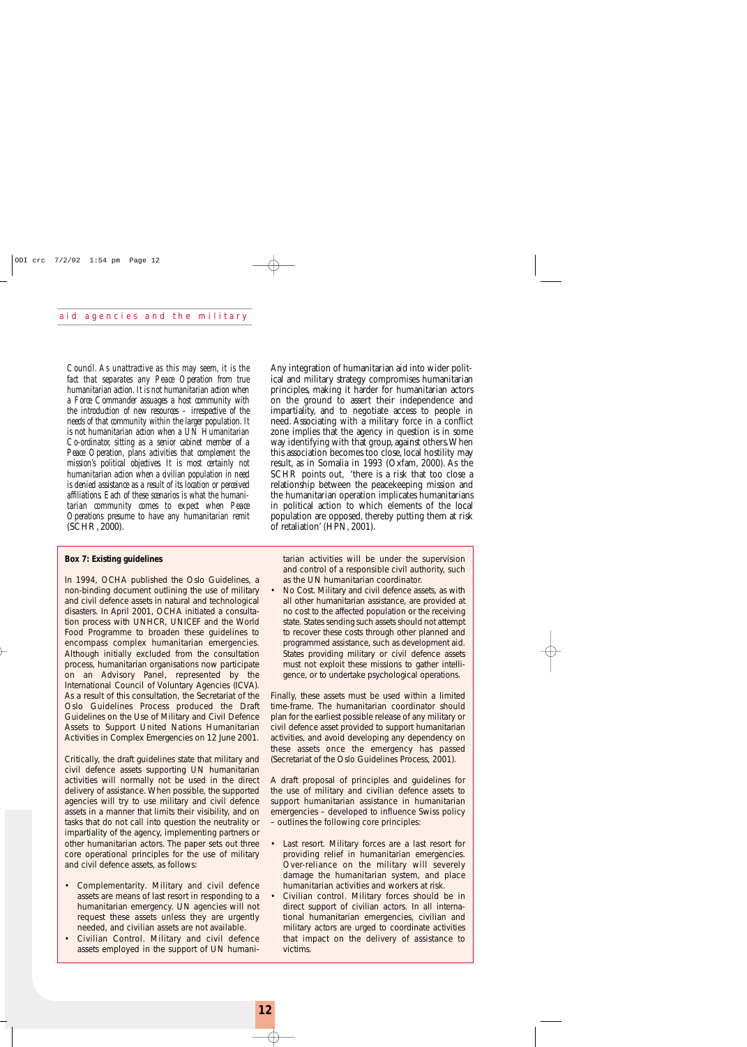*Council. As unattractive as this may seem, it is the fact that separates any Peace Operation from true humanitarian action. It is not humanitarian action when a Force Commander assuages a host community with the introduction of new resources – irrespective of the needs of that community within the larger population. It is not humanitarian action when a UN Humanitarian Co-ordinator, sitting as a senior cabinet member of a Peace Operation, plans activities that complement the mission's political objectives. It is most certainly not humanitarian action when a civilian population in need is denied assistance as a result of its location or perceived affiliations. Each of these scenarios is what the humanitarian community comes to expect when Peace Operations presume to have any humanitarian remit* (SCHR, 2000).

Any integration of humanitarian aid into wider political and military strategy compromises humanitarian principles, making it harder for humanitarian actors on the ground to assert their independence and impartiality, and to negotiate access to people in need. Associating with a military force in a conflict zone implies that the agency in question is in some way identifying with that group, against others. When this association becomes too close, local hostility may result, as in Somalia in 1993 (Oxfam, 2000). As the SCHR points out, 'there is a risk that too close a relationship between the peacekeeping mission and the humanitarian operation implicates humanitarians in political action to which elements of the local population are opposed, thereby putting them at risk of retaliation' (HPN, 2001).

**Box 7: Existing guidelines**

In 1994, OCHA published the Oslo Guidelines, a non-binding document outlining the use of military and civil defence assets in natural and technological disasters. In April 2001, OCHA initiated a consultation process with UNHCR, UNICEF and the World Food Programme to broaden these guidelines to encompass complex humanitarian emergencies. Although initially excluded from the consultation process, humanitarian organisations now participate on an Advisory Panel, represented by the International Council of Voluntary Agencies (ICVA). As a result of this consultation, the Secretariat of the Oslo Guidelines Process produced the Draft Guidelines on the Use of Military and Civil Defence Assets to Support United Nations Humanitarian Activities in Complex Emergencies on 12 June 2001.

Critically, the draft guidelines state that military and civil defence assets supporting UN humanitarian activities will normally not be used in the direct delivery of assistance. When possible, the supported agencies will try to use military and civil defence assets in a manner that limits their visibility, and on tasks that do not call into question the neutrality or impartiality of the agency, implementing partners or other humanitarian actors. The paper sets out three core operational principles for the use of military and civil defence assets, as follows:

- Complementarity. Military and civil defence assets are means of last resort in responding to a humanitarian emergency. UN agencies will not request these assets unless they are urgently needed, and civilian assets are not available.
- Civilian Control. Military and civil defence assets employed in the support of UN humanitarian activities will be under the supervision and control of a responsible civil authority, such as the UN humanitarian coordinator.
- No Cost. Military and civil defence assets, as with all other humanitarian assistance, are provided at no cost to the affected population or the receiving state. States sending such assets should not attempt to recover these costs through other planned and programmed assistance, such as development aid. States providing military or civil defence assets must not exploit these missions to gather intelligence, or to undertake psychological operations.

Finally, these assets must be used within a limited time-frame. The humanitarian coordinator should plan for the earliest possible release of any military or civil defence asset provided to support humanitarian activities, and avoid developing any dependency on these assets once the emergency has passed (Secretariat of the Oslo Guidelines Process, 2001).

A draft proposal of principles and guidelines for the use of military and civilian defence assets to support humanitarian assistance in humanitarian emergencies – developed to influence Swiss policy – outlines the following core principles:

- Last resort. Military forces are a last resort for providing relief in humanitarian emergencies. Over-reliance on the military will severely damage the humanitarian system, and place humanitarian activities and workers at risk.
- Civilian control. Military forces should be in direct support of civilian actors. In all international humanitarian emergencies, civilian and military actors are urged to coordinate activities that impact on the delivery of assistance to victims.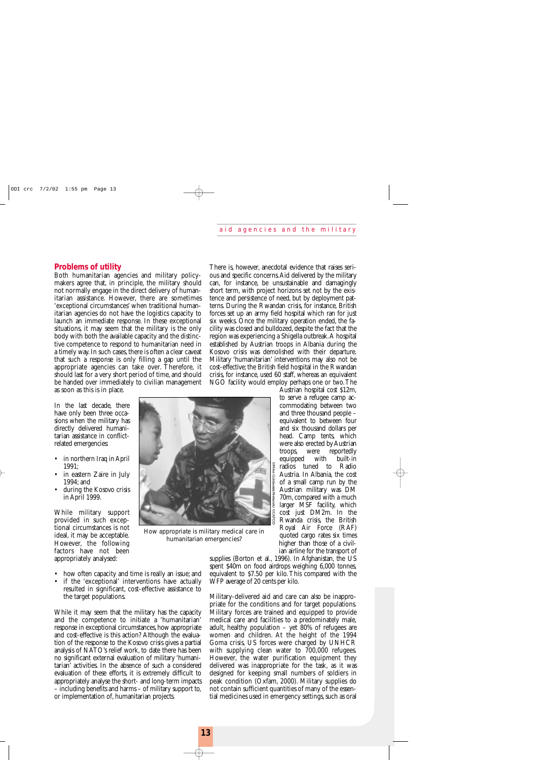## Problems of utility

Both humanitarian agencies and military policy-makers agree that, in principle, the military should not normally engage in the direct delivery of humanitarian assistance. However, there are sometimes 'exceptional circumstances' when traditional humanitarian agencies do not have the logistics capacity to launch an immediate response. In these exceptional situations, it may seem that the military is the only body with both the available capacity and the distinctive competence to respond to humanitarian need in a timely way. In such cases, there is often a clear caveat that such a response is only filling a gap until the appropriate agencies can take over. Therefore, it should last for a very short period of time, and should be handed over immediately to civilian management as soon as this is in place.

In the last decade, there have only been three occasions when the military has directly delivered humanitarian assistance in conflict-related emergencies:

- in northern Iraq in April 1991;
- in eastern Zaire in July 1994; and
- during the Kosovo crisis in April 1999.

While military support provided in such exceptional circumstances is not ideal, it may be acceptable. However, the following factors have not been appropriately analysed:

- how often capacity and time is really an issue; and
- if the 'exceptional' interventions have actually resulted in significant, cost-effective assistance to the target populations.

While it may seem that the military has the capacity and the competence to initiate a 'humanitarian' response in exceptional circumstances, how appropriate and cost-effective is this action? Although the evaluation of the response to the Kosovo crisis gives a partial analysis of NATO's relief work, to date there has been no significant external evaluation of military 'humanitarian' activities. In the absence of such a considered evaluation of these efforts, it is extremely difficult to appropriately analyse the short- and long-term impacts – including benefits and harms – of military support to, or implementation of, humanitarian projects.

There is, however, anecdotal evidence that raises serious and specific concerns. Aid delivered by the military can, for instance, be unsustainable and damagingly short term, with project horizons set not by the existence and persistence of need, but by deployment patterns. During the Rwandan crisis, for instance, British forces set up an army field hospital which ran for just six weeks. Once the military operation ended, the facility was closed and bulldozed, despite the fact that the region was experiencing a Shigella outbreak. A hospital established by Austrian troops in Albania during the Kosovo crisis was demolished with their departure. Military 'humanitarian' interventions may also not be cost-effective; the British field hospital in the Rwandan crisis, for instance, used 60 staff, whereas an equivalent NGO facility would employ perhaps one or two. The Austrian hospital cost $12m, to serve a refugee camp accommodating between two and three thousand people – equivalent to between four and six thousand dollars per head. Camp tents, which were also erected by Austrian troops, were reportedly equipped with built-in radios tuned to Radio Austria. In Albania, the cost of a small camp run by the Austrian military was DM 70m, compared with a much larger MSF facility, which cost just DM2m. In the Rwanda crisis, the British Royal Air Force (RAF) quoted cargo rates six times higher than those of a civilian airline for the transport of supplies (Borton et al., 1996). In Afghanistan, the US spent $40m on food airdrops weighing 6,000 tonnes, equivalent to $7.50 per kilo. This compared with the WFP average of 20 cents per kilo.

How appropriate is military medical care in humanitarian emergencies?

Military-delivered aid and care can also be inappropriate for the conditions and for target populations. Military forces are trained and equipped to provide medical care and facilities to a predominately male, adult, healthy population – yet 80% of refugees are women and children. At the height of the 1994 Goma crisis, US forces were charged by UNHCR with supplying clean water to 700,000 refugees. However, the water purification equipment they delivered was inappropriate for the task, as it was designed for keeping small numbers of soldiers in peak condition (Oxfam, 2000). Military supplies do not contain sufficient quantities of many of the essential medicines used in emergency settings, such as oral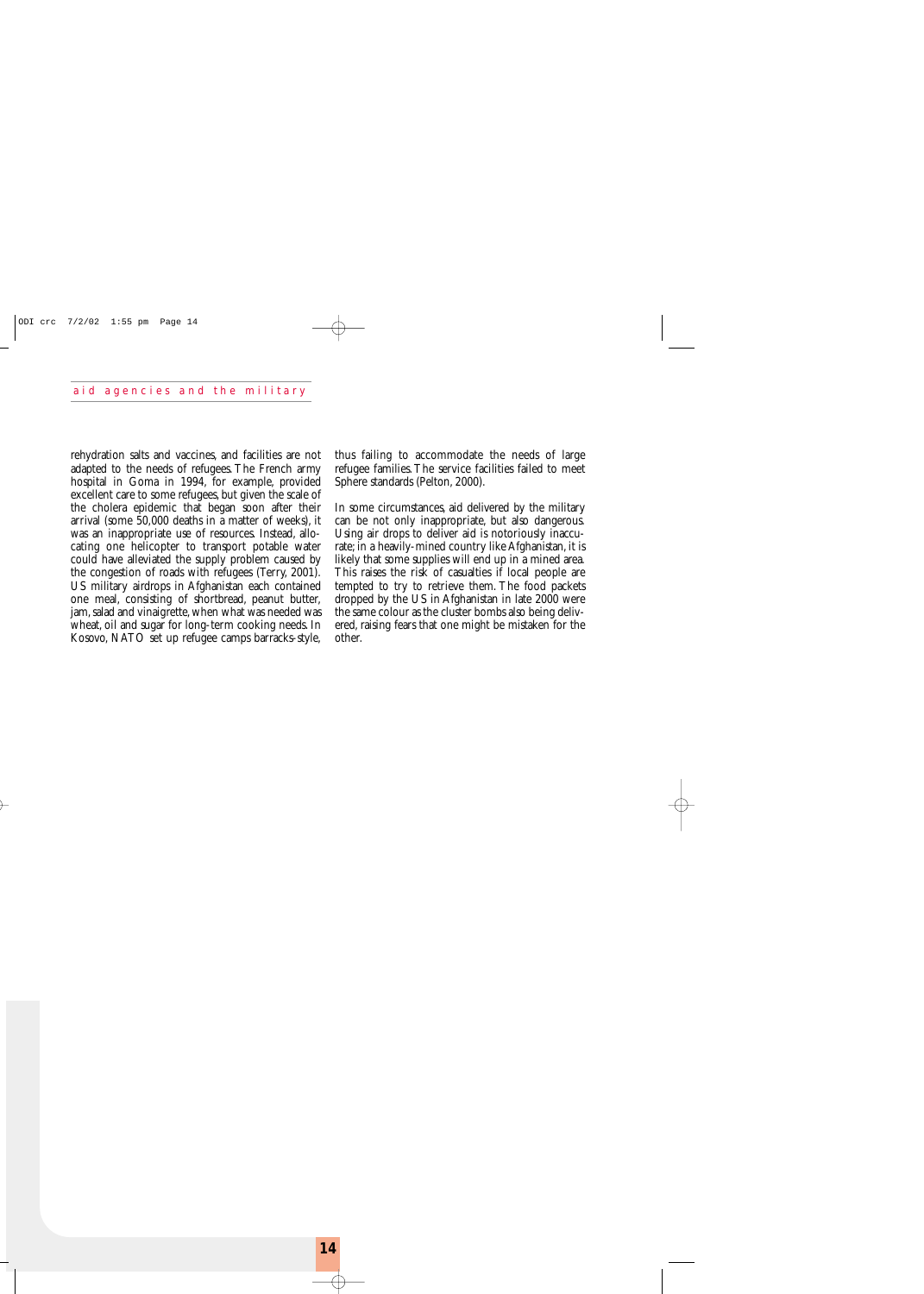rehydration salts and vaccines, and facilities are not adapted to the needs of refugees. The French army hospital in Goma in 1994, for example, provided excellent care to some refugees, but given the scale of the cholera epidemic that began soon after their arrival (some 50,000 deaths in a matter of weeks), it was an inappropriate use of resources. Instead, allocating one helicopter to transport potable water could have alleviated the supply problem caused by the congestion of roads with refugees (Terry, 2001). US military airdrops in Afghanistan each contained one meal, consisting of shortbread, peanut butter, jam, salad and vinaigrette, when what was needed was wheat, oil and sugar for long-term cooking needs. In Kosovo, NATO set up refugee camps barracks-style, thus failing to accommodate the needs of large refugee families. The service facilities failed to meet Sphere standards (Pelton, 2000).

In some circumstances, aid delivered by the military can be not only inappropriate, but also dangerous. Using air drops to deliver aid is notoriously inaccurate; in a heavily-mined country like Afghanistan, it is likely that some supplies will end up in a mined area. This raises the risk of casualties if local people are tempted to try to retrieve them. The food packets dropped by the US in Afghanistan in late 2000 were the same colour as the cluster bombs also being delivered, raising fears that one might be mistaken for the other.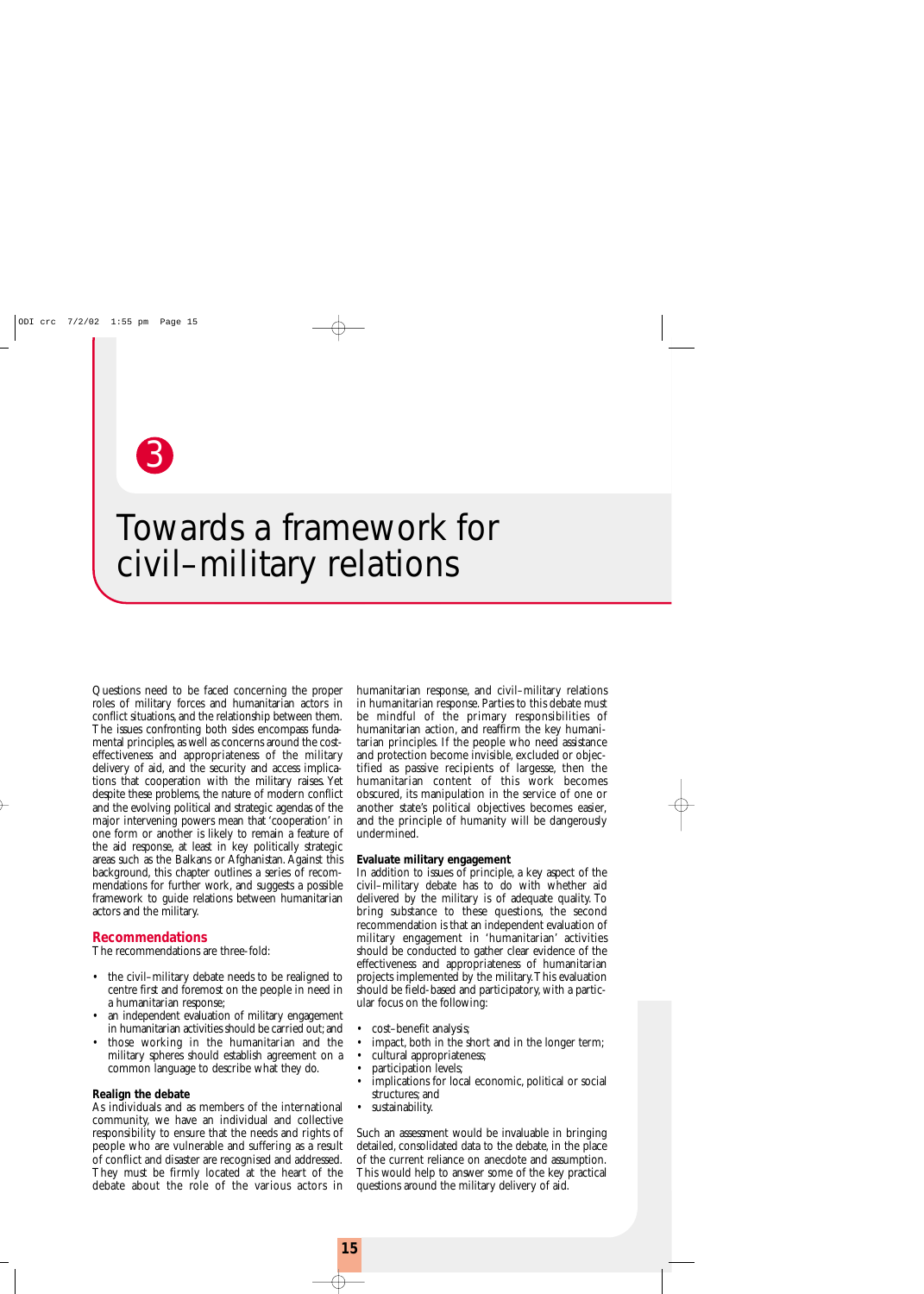# 3

# Towards a framework for civil–military relations

Questions need to be faced concerning the proper roles of military forces and humanitarian actors in conflict situations, and the relationship between them. The issues confronting both sides encompass fundamental principles, as well as concerns around the cost-effectiveness and appropriateness of the military delivery of aid, and the security and access implications that cooperation with the military raises. Yet despite these problems, the nature of modern conflict and the evolving political and strategic agendas of the major intervening powers mean that 'cooperation' in one form or another is likely to remain a feature of the aid response, at least in key politically strategic areas such as the Balkans or Afghanistan. Against this background, this chapter outlines a series of recommendations for further work, and suggests a possible framework to guide relations between humanitarian actors and the military.

## Recommendations

The recommendations are three-fold:

- the civil–military debate needs to be realigned to centre first and foremost on the people in need in a humanitarian response;
- an independent evaluation of military engagement in humanitarian activities should be carried out; and
- those working in the humanitarian and the military spheres should establish agreement on a common language to describe what they do.

### Realign the debate

As individuals and as members of the international community, we have an individual and collective responsibility to ensure that the needs and rights of people who are vulnerable and suffering as a result of conflict and disaster are recognised and addressed. They must be firmly located at the heart of the debate about the role of the various actors in humanitarian response, and civil–military relations in humanitarian response. Parties to this debate must be mindful of the primary responsibilities of humanitarian action, and reaffirm the key humanitarian principles. If the people who need assistance and protection become invisible, excluded or objectified as passive recipients of largesse, then the humanitarian content of this work becomes obscured, its manipulation in the service of one or another state's political objectives becomes easier, and the principle of humanity will be dangerously undermined.

### Evaluate military engagement

In addition to issues of principle, a key aspect of the civil–military debate has to do with whether aid delivered by the military is of adequate quality. To bring substance to these questions, the second recommendation is that an independent evaluation of military engagement in 'humanitarian' activities should be conducted to gather clear evidence of the effectiveness and appropriateness of humanitarian projects implemented by the military. This evaluation should be field-based and participatory, with a particular focus on the following:

- cost–benefit analysis;
- impact, both in the short and in the longer term;
- cultural appropriateness;
- participation levels;
- implications for local economic, political or social structures; and
- sustainability.

Such an assessment would be invaluable in bringing detailed, consolidated data to the debate, in the place of the current reliance on anecdote and assumption. This would help to answer some of the key practical questions around the military delivery of aid.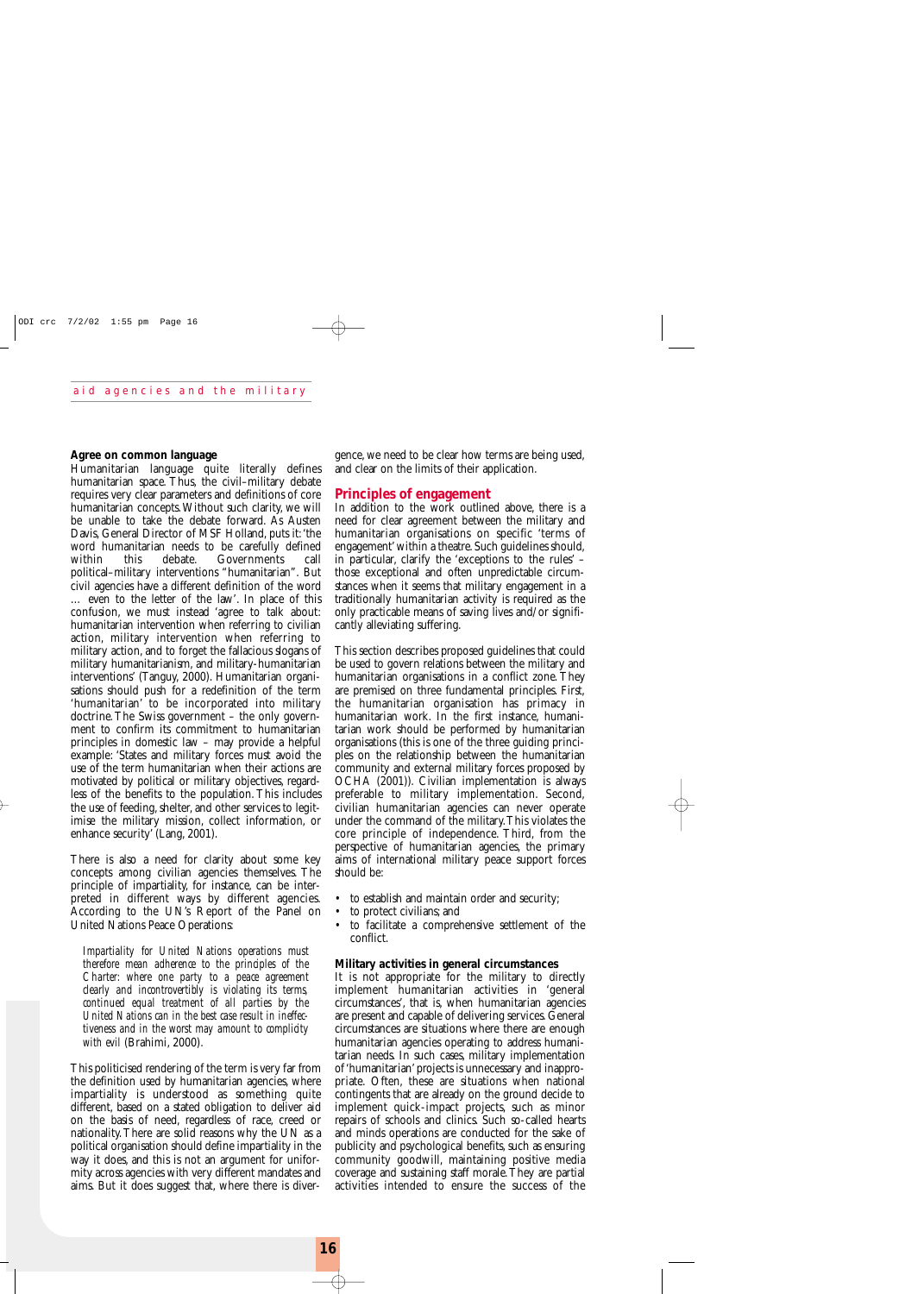**Agree on common language**

Humanitarian language quite literally defines humanitarian space. Thus, the civil–military debate requires very clear parameters and definitions of core humanitarian concepts. Without such clarity, we will be unable to take the debate forward. As Austen Davis, General Director of MSF Holland, puts it: 'the word humanitarian needs to be carefully defined within this debate. Governments call political–military interventions "humanitarian". But civil agencies have a different definition of the word … even to the letter of the law'. In place of this confusion, we must instead 'agree to talk about: humanitarian intervention when referring to civilian action, military intervention when referring to military action, and to forget the fallacious slogans of military humanitarianism, and military-humanitarian interventions' (Tanguy, 2000). Humanitarian organisations should push for a redefinition of the term 'humanitarian' to be incorporated into military doctrine. The Swiss government – the only government to confirm its commitment to humanitarian principles in domestic law – may provide a helpful example: 'States and military forces must avoid the use of the term humanitarian when their actions are motivated by political or military objectives, regardless of the benefits to the population. This includes the use of feeding, shelter, and other services to legitimise the military mission, collect information, or enhance security' (Lang, 2001).

There is also a need for clarity about some key concepts among civilian agencies themselves. The principle of impartiality, for instance, can be interpreted in different ways by different agencies. According to the UN's Report of the Panel on United Nations Peace Operations:

> *Impartiality for United Nations operations must therefore mean adherence to the principles of the Charter: where one party to a peace agreement clearly and incontrovertibly is violating its terms, continued equal treatment of all parties by the United Nations can in the best case result in ineffectiveness and in the worst may amount to complicity with evil* (Brahimi, 2000).

This politicised rendering of the term is very far from the definition used by humanitarian agencies, where impartiality is understood as something quite different, based on a stated obligation to deliver aid on the basis of need, regardless of race, creed or nationality. There are solid reasons why the UN as a political organisation should define impartiality in the way it does, and this is not an argument for uniformity across agencies with very different mandates and aims. But it does suggest that, where there is divergence, we need to be clear how terms are being used, and clear on the limits of their application.

## Principles of engagement

In addition to the work outlined above, there is a need for clear agreement between the military and humanitarian organisations on specific 'terms of engagement' within a theatre. Such guidelines should, in particular, clarify the 'exceptions to the rules' – those exceptional and often unpredictable circumstances when it seems that military engagement in a traditionally humanitarian activity is required as the only practicable means of saving lives and/or significantly alleviating suffering.

This section describes proposed guidelines that could be used to govern relations between the military and humanitarian organisations in a conflict zone. They are premised on three fundamental principles. First, the humanitarian organisation has primacy in humanitarian work. In the first instance, humanitarian work should be performed by humanitarian organisations (this is one of the three guiding principles on the relationship between the humanitarian community and external military forces proposed by OCHA (2001)). Civilian implementation is always preferable to military implementation. Second, civilian humanitarian agencies can never operate under the command of the military. This violates the core principle of independence. Third, from the perspective of humanitarian agencies, the primary aims of international military peace support forces should be:

- to establish and maintain order and security;
- to protect civilians; and
- to facilitate a comprehensive settlement of the conflict.

**Military activities in general circumstances**

It is not appropriate for the military to directly implement humanitarian activities in 'general circumstances', that is, when humanitarian agencies are present and capable of delivering services. General circumstances are situations where there are enough humanitarian agencies operating to address humanitarian needs. In such cases, military implementation of 'humanitarian' projects is unnecessary and inappropriate. Often, these are situations when national contingents that are already on the ground decide to implement quick-impact projects, such as minor repairs of schools and clinics. Such so-called hearts and minds operations are conducted for the sake of publicity and psychological benefits, such as ensuring community goodwill, maintaining positive media coverage and sustaining staff morale. They are partial activities intended to ensure the success of the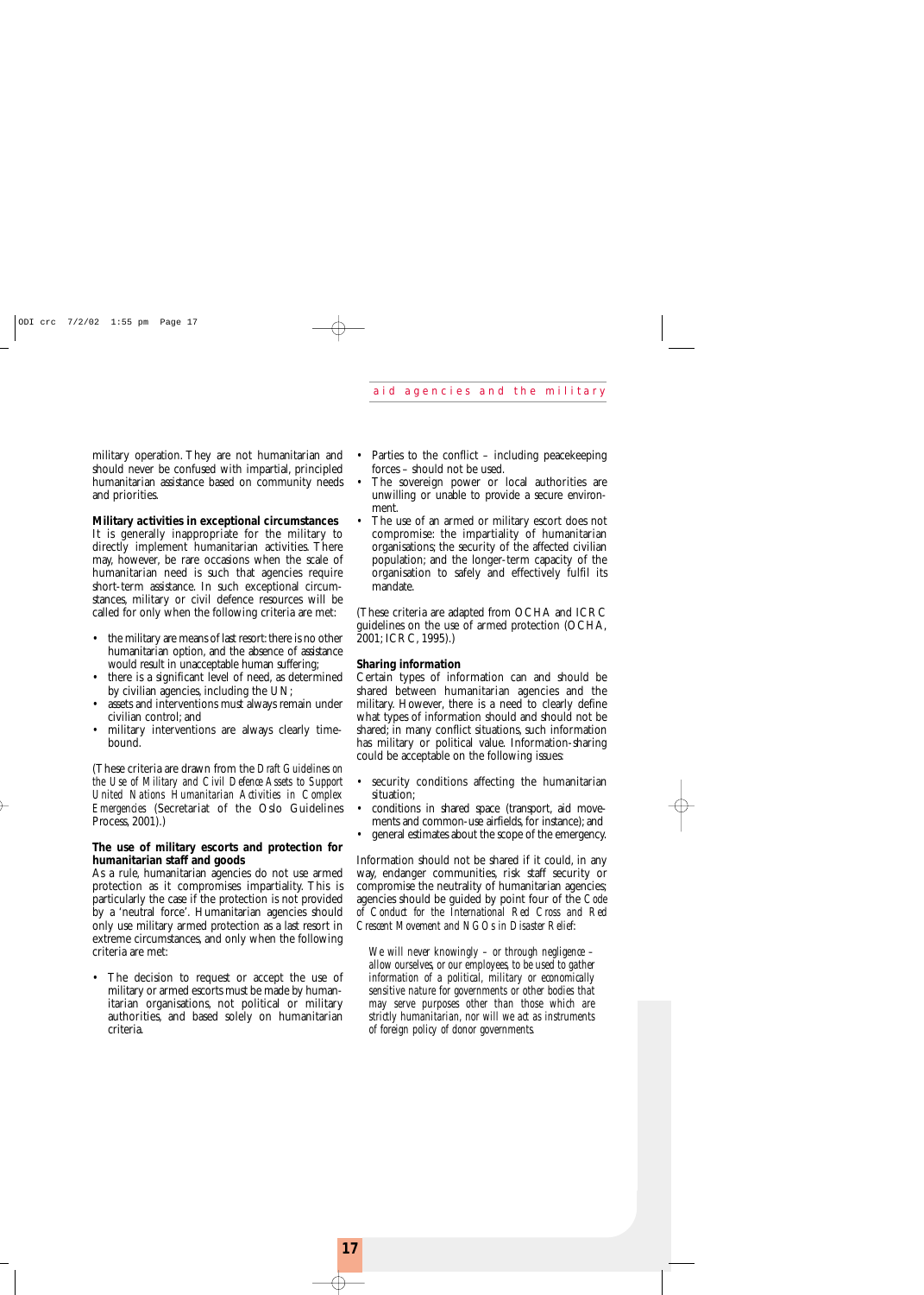military operation. They are not humanitarian and should never be confused with impartial, principled humanitarian assistance based on community needs and priorities.

**Military activities in exceptional circumstances**

It is generally inappropriate for the military to directly implement humanitarian activities. There may, however, be rare occasions when the scale of humanitarian need is such that agencies require short-term assistance. In such exceptional circumstances, military or civil defence resources will be called for only when the following criteria are met:

- the military are means of last resort: there is no other humanitarian option, and the absence of assistance would result in unacceptable human suffering;
- there is a significant level of need, as determined by civilian agencies, including the UN;
- assets and interventions must always remain under civilian control; and
- military interventions are always clearly time-bound.

(These criteria are drawn from the *Draft Guidelines on the Use of Military and Civil Defence Assets to Support United Nations Humanitarian Activities in Complex Emergencies* (Secretariat of the Oslo Guidelines Process, 2001).)

**The use of military escorts and protection for humanitarian staff and goods**

As a rule, humanitarian agencies do not use armed protection as it compromises impartiality. This is particularly the case if the protection is not provided by a 'neutral force'. Humanitarian agencies should only use military armed protection as a last resort in extreme circumstances, and only when the following criteria are met:

- The decision to request or accept the use of military or armed escorts must be made by humanitarian organisations, not political or military authorities, and based solely on humanitarian criteria.
- Parties to the conflict – including peacekeeping forces – should not be used.
- The sovereign power or local authorities are unwilling or unable to provide a secure environment.
- The use of an armed or military escort does not compromise: the impartiality of humanitarian organisations; the security of the affected civilian population; and the longer-term capacity of the organisation to safely and effectively fulfil its mandate.

(These criteria are adapted from OCHA and ICRC guidelines on the use of armed protection (OCHA, 2001; ICRC, 1995).)

**Sharing information**

Certain types of information can and should be shared between humanitarian agencies and the military. However, there is a need to clearly define what types of information should and should not be shared; in many conflict situations, such information has military or political value. Information-sharing could be acceptable on the following issues:

- security conditions affecting the humanitarian situation;
- conditions in shared space (transport, aid movements and common-use airfields, for instance); and
- general estimates about the scope of the emergency.

Information should not be shared if it could, in any way, endanger communities, risk staff security or compromise the neutrality of humanitarian agencies; agencies should be guided by point four of the *Code of Conduct for the International Red Cross and Red Crescent Movement and NGOs in Disaster Relief*:

> *We will never knowingly – or through negligence – allow ourselves, or our employees, to be used to gather information of a political, military or economically sensitive nature for governments or other bodies that may serve purposes other than those which are strictly humanitarian, nor will we act as instruments of foreign policy of donor governments.*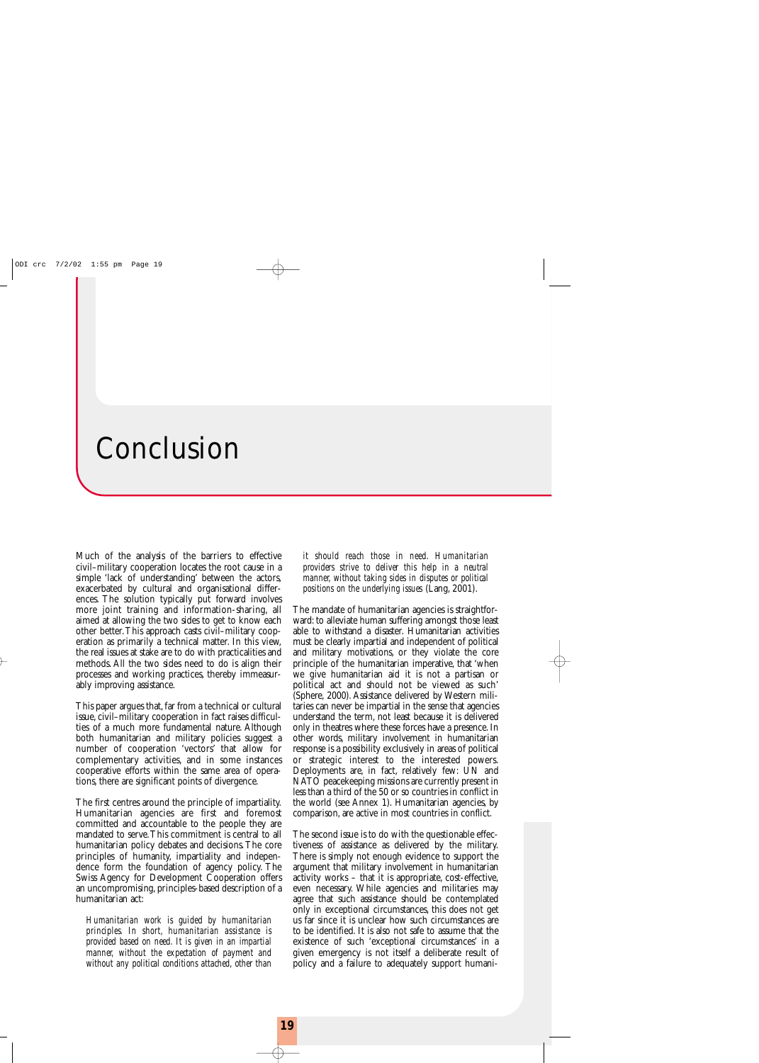# Conclusion

Much of the analysis of the barriers to effective civil–military cooperation locates the root cause in a simple 'lack of understanding' between the actors, exacerbated by cultural and organisational differences. The solution typically put forward involves more joint training and information-sharing, all aimed at allowing the two sides to get to know each other better. This approach casts civil–military cooperation as primarily a technical matter. In this view, the real issues at stake are to do with practicalities and methods. All the two sides need to do is align their processes and working practices, thereby immeasurably improving assistance.

This paper argues that, far from a technical or cultural issue, civil–military cooperation in fact raises difficulties of a much more fundamental nature. Although both humanitarian and military policies suggest a number of cooperation 'vectors' that allow for complementary activities, and in some instances cooperative efforts within the same area of operations, there are significant points of divergence.

The first centres around the principle of impartiality. Humanitarian agencies are first and foremost committed and accountable to the people they are mandated to serve. This commitment is central to all humanitarian policy debates and decisions. The core principles of humanity, impartiality and independence form the foundation of agency policy. The Swiss Agency for Development Cooperation offers an uncompromising, principles-based description of a humanitarian act:

> *Humanitarian work is guided by humanitarian principles. In short, humanitarian assistance is provided based on need. It is given in an impartial manner, without the expectation of payment and without any political conditions attached, other than it should reach those in need. Humanitarian providers strive to deliver this help in a neutral manner, without taking sides in disputes or political positions on the underlying issues* (Lang, 2001).

The mandate of humanitarian agencies is straightforward: to alleviate human suffering amongst those least able to withstand a disaster. Humanitarian activities must be clearly impartial and independent of political and military motivations, or they violate the core principle of the humanitarian imperative, that 'when we give humanitarian aid it is not a partisan or political act and should not be viewed as such' (Sphere, 2000). Assistance delivered by Western militaries can never be impartial in the sense that agencies understand the term, not least because it is delivered only in theatres where these forces have a presence. In other words, military involvement in humanitarian response is a possibility exclusively in areas of political or strategic interest to the interested powers. Deployments are, in fact, relatively few: UN and NATO peacekeeping missions are currently present in less than a third of the 50 or so countries in conflict in the world (see Annex 1). Humanitarian agencies, by comparison, are active in most countries in conflict.

The second issue is to do with the questionable effectiveness of assistance as delivered by the military. There is simply not enough evidence to support the argument that military involvement in humanitarian activity works – that it is appropriate, cost-effective, even necessary. While agencies and militaries may agree that such assistance should be contemplated only in exceptional circumstances, this does not get us far since it is unclear how such circumstances are to be identified. It is also not safe to assume that the existence of such 'exceptional circumstances' in a given emergency is not itself a deliberate result of policy and a failure to adequately support humani-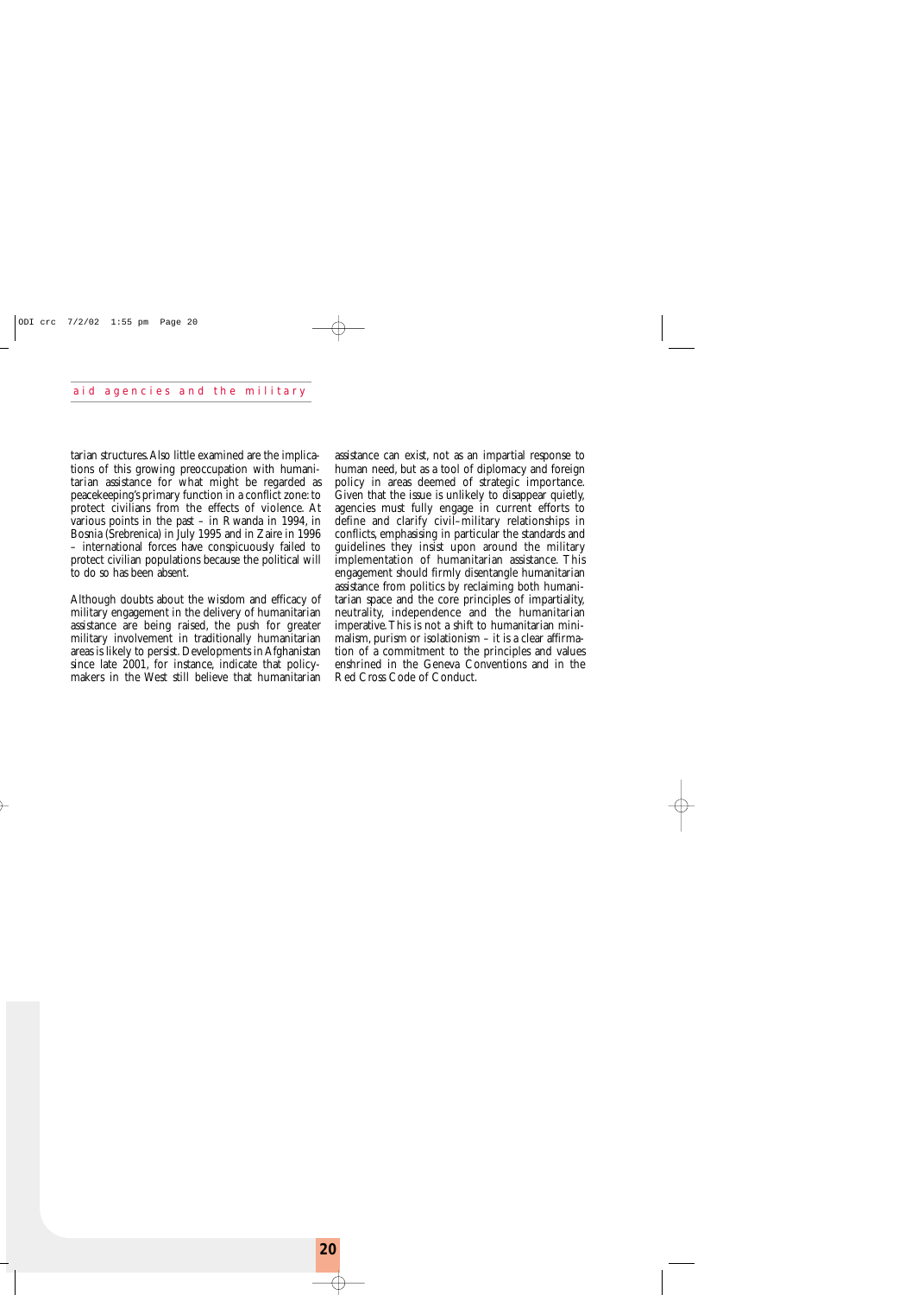tarian structures. Also little examined are the implications of this growing preoccupation with humanitarian assistance for what might be regarded as peacekeeping's primary function in a conflict zone: to protect civilians from the effects of violence. At various points in the past – in Rwanda in 1994, in Bosnia (Srebrenica) in July 1995 and in Zaire in 1996 – international forces have conspicuously failed to protect civilian populations because the political will to do so has been absent.

Although doubts about the wisdom and efficacy of military engagement in the delivery of humanitarian assistance are being raised, the push for greater military involvement in traditionally humanitarian areas is likely to persist. Developments in Afghanistan since late 2001, for instance, indicate that policymakers in the West still believe that humanitarian assistance can exist, not as an impartial response to human need, but as a tool of diplomacy and foreign policy in areas deemed of strategic importance. Given that the issue is unlikely to disappear quietly, agencies must fully engage in current efforts to define and clarify civil–military relationships in conflicts, emphasising in particular the standards and guidelines they insist upon around the military implementation of humanitarian assistance. This engagement should firmly disentangle humanitarian assistance from politics by reclaiming both humanitarian space and the core principles of impartiality, neutrality, independence and the humanitarian imperative. This is not a shift to humanitarian minimalism, purism or isolationism – it is a clear affirmation of a commitment to the principles and values enshrined in the Geneva Conventions and in the Red Cross Code of Conduct.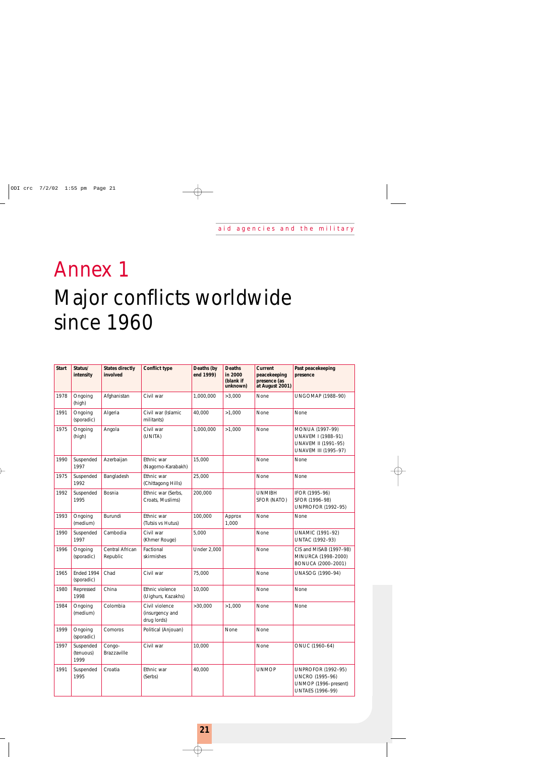# Annex 1

# Major conflicts worldwide since 1960

| Start | Status/ intensity | States directly involved | Conflict type | Deaths (by end 1999) | Deaths in 2000 (blank if unknown) | Current peacekeeping presence (as at August 2001) | Past peacekeeping presence |
|---|---|---|---|---|---|---|---|
| 1978 | Ongoing (high) | Afghanistan | Civil war | 1,000,000 | >3,000 | None | UNGOMAP (1988–90) |
| 1991 | Ongoing (sporadic) | Algeria | Civil war (Islamic militants) | 40,000 | >1,000 | None | None |
| 1975 | Ongoing (high) | Angola | Civil war (UNITA) | 1,000,000 | >1,000 | None | MONUA (1997–99) UNAVEM I (1988–91) UNAVEM II (1991–95) UNAVEM III (1995–97) |
| 1990 | Suspended 1997 | Azerbaijan | Ethnic war (Nagorno-Karabakh) | 15,000 | | None | None |
| 1975 | Suspended 1992 | Bangladesh | Ethnic war (Chittagong Hills) | 25,000 | | None | None |
| 1992 | Suspended 1995 | Bosnia | Ethnic war (Serbs, Croats, Muslims) | 200,000 | | UNMIBH SFOR (NATO) | IFOR (1995–96) SFOR (1996–98) UNPROFOR (1992–95) |
| 1993 | Ongoing (medium) | Burundi | Ethnic war (Tutsis vs Hutus) | 100,000 | Approx 1,000 | None | None |
| 1990 | Suspended 1997 | Cambodia | Civil war (Khmer Rouge) | 5,000 | | None | UNAMIC (1991–92) UNTAC (1992–93) |
| 1996 | Ongoing (sporadic) | Central African Republic | Factional skirmishes | Under 2,000 | | None | CIS and MISAB (1997–98) MINURCA (1998–2000) BONUCA (2000–2001) |
| 1965 | Ended 1994 (sporadic) | Chad | Civil war | 75,000 | | None | UNASOG (1990–94) |
| 1980 | Repressed 1998 | China | Ethnic violence (Uighurs, Kazakhs) | 10,000 | | None | None |
| 1984 | Ongoing (medium) | Colombia | Civil violence (insurgency and drug lords) | >30,000 | >1,000 | None | None |
| 1999 | Ongoing (sporadic) | Comoros | Political (Anjouan) | | None | None | |
| 1997 | Suspended (tenuous) 1999 | Congo-Brazzaville | Civil war | 10,000 | | None | ONUC (1960–64) |
| 1991 | Suspended 1995 | Croatia | Ethnic war (Serbs) | 40,000 | | UNMOP | UNPROFOR (1992–95) UNCRO (1995–96) UNMOP (1996–present) UNTAES (1996–99) |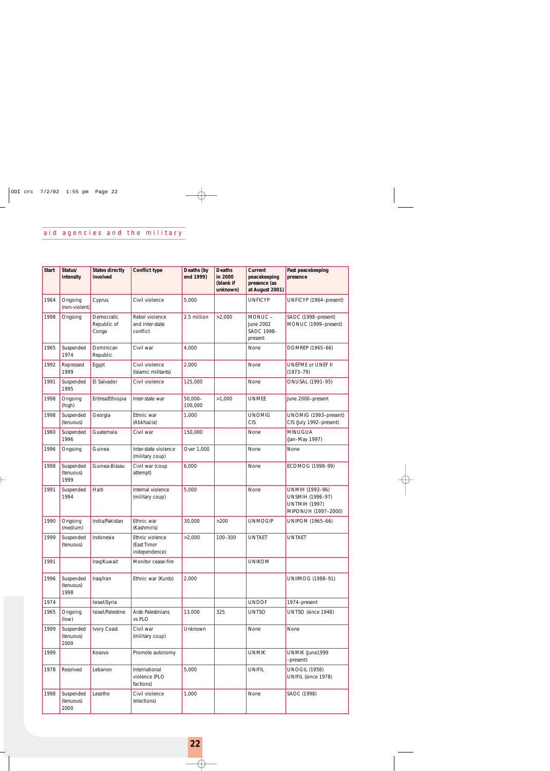| Start | Status/ intensity | States directly involved | Conflict type | Deaths (by end 1999) | Deaths in 2000 (blank if unknown) | Current peacekeeping presence (as at August 2001) | Past peacekeeping presence |
|---|---|---|---|---|---|---|---|
| 1964 | Ongoing (non-violent) | Cyprus | Civil violence | 5,000 | | UNFICYP | UNFICYP (1964–present) |
| 1998 | Ongoing | Democratic Republic of Congo | Rebel violence and inter-state conflict | 2.5 million | >2,000 | MONUC – June 2002 SADC 1998-present | SADC (1998–present) MONUC (1999–present) |
| 1965 | Suspended 1974 | Dominican Republic | Civil war | 4,000 | | None | DOMREP (1965–66) |
| 1992 | Repressed 1999 | Egypt | Civil violence (Islamic militants) | 2,000 | | None | UNEFME or UNEF II (1973–79) |
| 1991 | Suspended 1995 | El Salvador | Civil violence | 125,000 | | None | ONUSAL (1991–95) |
| 1998 | Ongoing (high) | Eritrea/Ethiopia | Inter-state war | 50,000–100,000 | >1,000 | UNMEE | June 2000–present |
| 1998 | Suspended (tenuous) | Georgia | Ethnic war (Abkhazia) | 1,000 | | UNOMIG CIS | UNOMIG (1993–present) CIS (July 1992–present) |
| 1960 | Suspended 1996 | Guatemala | Civil war | 150,000 | | None | MINUGUA (Jan–May 1997) |
| 1996 | Ongoing | Guinea | Inter-state violence (military coup) | Over 1,000 | | None | None |
| 1998 | Suspended (tenuous) 1999 | Guinea-Bissau | Civil war (coup attempt) | 6,000 | | None | ECOMOG (1998–99) |
| 1991 | Suspended 1994 | Haiti | Internal violence (military coup) | 5,000 | | None | UNMIH (1993–96) UNSMIH (1996–97) UNTMIH (1997) MIPONUH (1997–2000) |
| 1990 | Ongoing (medium) | India/Pakistan | Ethnic war (Kashmiris) | 30,000 | >200 | UNMOGIP | UNIPOM (1965–66) |
| 1999 | Suspended (tenuous) | Indonesia | Ethnic violence (East Timor independence) | >2,000 | 100–300 | UNTAET | UNTAET |
| 1991 | | Iraq/Kuwait | Monitor cease-fire | | | UNIKOM | |
| 1996 | Suspended (tenuous) 1998 | Iraq/Iran | Ethnic war (Kurds) | 2,000 | | | UNIIMOG (1988–91) |
| 1974 | | Israel/Syria | | | | UNDOF | 1974–present |
| 1965 | Ongoing (low) | Israel/Palestine | Arab Palestinians vs PLO | 13,000 | 325 | UNTSO | UNTSO (since 1948) |
| 1999 | Suspended (tenuous) 2000 | Ivory Coast | Civil war (military coup) | Unknown | | None | None |
| 1999 | | Kosovo | Promote autonomy | | | UNMIK | UNMIK (June1999 –present) |
| 1978 | Resolved | Lebanon | International violence (PLO factions) | 5,000 | | UNIFIL | UNOGIL (1958) UNIFIL (since 1978) |
| 1998 | Suspended (tenuous) 2000 | Lesotho | Civil violence (elections) | 1,000 | | None | SADC (1998) |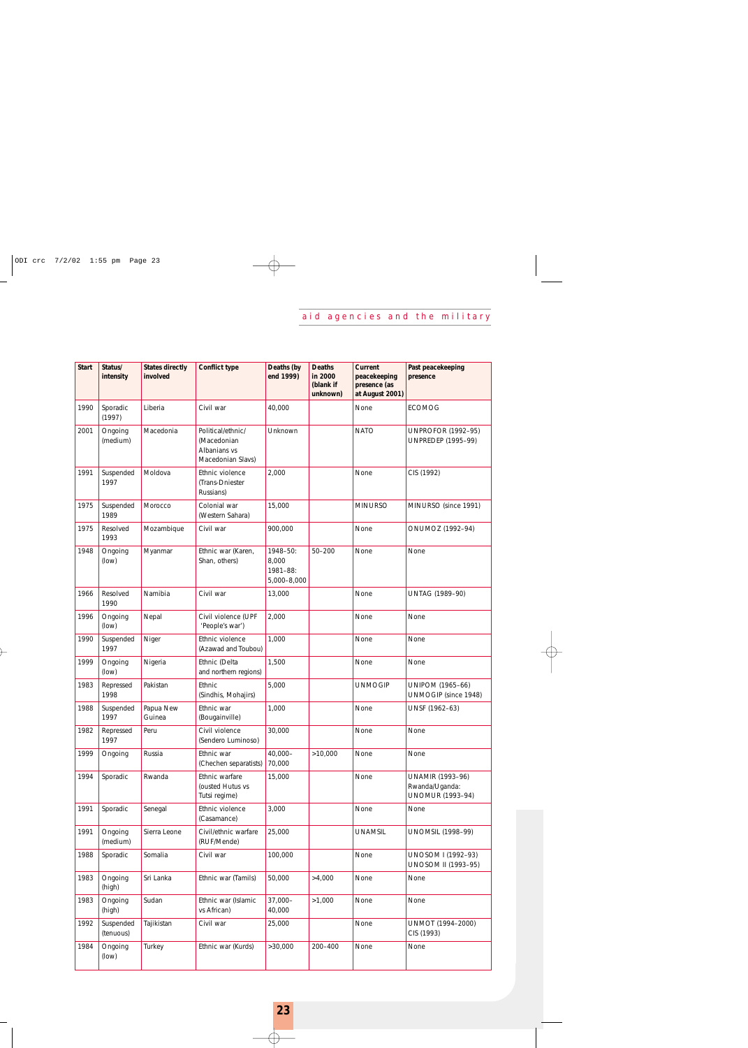| Start | Status/ intensity | States directly involved | Conflict type | Deaths (by end 1999) | Deaths in 2000 (blank if unknown) | Current peacekeeping presence (as at August 2001) | Past peacekeeping presence |
|---|---|---|---|---|---|---|---|
| 1990 | Sporadic (1997) | Liberia | Civil war | 40,000 | | None | ECOMOG |
| 2001 | Ongoing (medium) | Macedonia | Political/ethnic/ (Macedonian Albanians vs Macedonian Slavs) | Unknown | | NATO | UNPROFOR (1992–95) UNPREDEP (1995–99) |
| 1991 | Suspended 1997 | Moldova | Ethnic violence (Trans-Dniester Russians) | 2,000 | | None | CIS (1992) |
| 1975 | Suspended 1989 | Morocco | Colonial war (Western Sahara) | 15,000 | | MINURSO | MINURSO (since 1991) |
| 1975 | Resolved 1993 | Mozambique | Civil war | 900,000 | | None | ONUMOZ (1992–94) |
| 1948 | Ongoing (low) | Myanmar | Ethnic war (Karen, Shan, others) | 1948–50: 8,000 1981–88: 5,000–8,000 | 50–200 | None | None |
| 1966 | Resolved 1990 | Namibia | Civil war | 13,000 | | None | UNTAG (1989–90) |
| 1996 | Ongoing (low) | Nepal | Civil violence (UPF 'People's war') | 2,000 | | None | None |
| 1990 | Suspended 1997 | Niger | Ethnic violence (Azawad and Toubou) | 1,000 | | None | None |
| 1999 | Ongoing (low) | Nigeria | Ethnic (Delta and northern regions) | 1,500 | | None | None |
| 1983 | Repressed 1998 | Pakistan | Ethnic (Sindhis, Mohajirs) | 5,000 | | UNMOGIP | UNIPOM (1965–66) UNMOGIP (since 1948) |
| 1988 | Suspended 1997 | Papua New Guinea | Ethnic war (Bougainville) | 1,000 | | None | UNSF (1962–63) |
| 1982 | Repressed 1997 | Peru | Civil violence (Sendero Luminoso) | 30,000 | | None | None |
| 1999 | Ongoing | Russia | Ethnic war (Chechen separatists) | 40,000–70,000 | >10,000 | None | None |
| 1994 | Sporadic | Rwanda | Ethnic warfare (ousted Hutus vs Tutsi regime) | 15,000 | | None | UNAMIR (1993–96) Rwanda/Uganda: UNOMUR (1993–94) |
| 1991 | Sporadic | Senegal | Ethnic violence (Casamance) | 3,000 | | None | None |
| 1991 | Ongoing (medium) | Sierra Leone | Civil/ethnic warfare (RUF/Mende) | 25,000 | | UNAMSIL | UNOMSIL (1998–99) |
| 1988 | Sporadic | Somalia | Civil war | 100,000 | | None | UNOSOM I (1992–93) UNOSOM II (1993–95) |
| 1983 | Ongoing (high) | Sri Lanka | Ethnic war (Tamils) | 50,000 | >4,000 | None | None |
| 1983 | Ongoing (high) | Sudan | Ethnic war (Islamic vs African) | 37,000–40,000 | >1,000 | None | None |
| 1992 | Suspended (tenuous) | Tajikistan | Civil war | 25,000 | | None | UNMOT (1994–2000) CIS (1993) |
| 1984 | Ongoing (low) | Turkey | Ethnic war (Kurds) | >30,000 | 200–400 | None | None |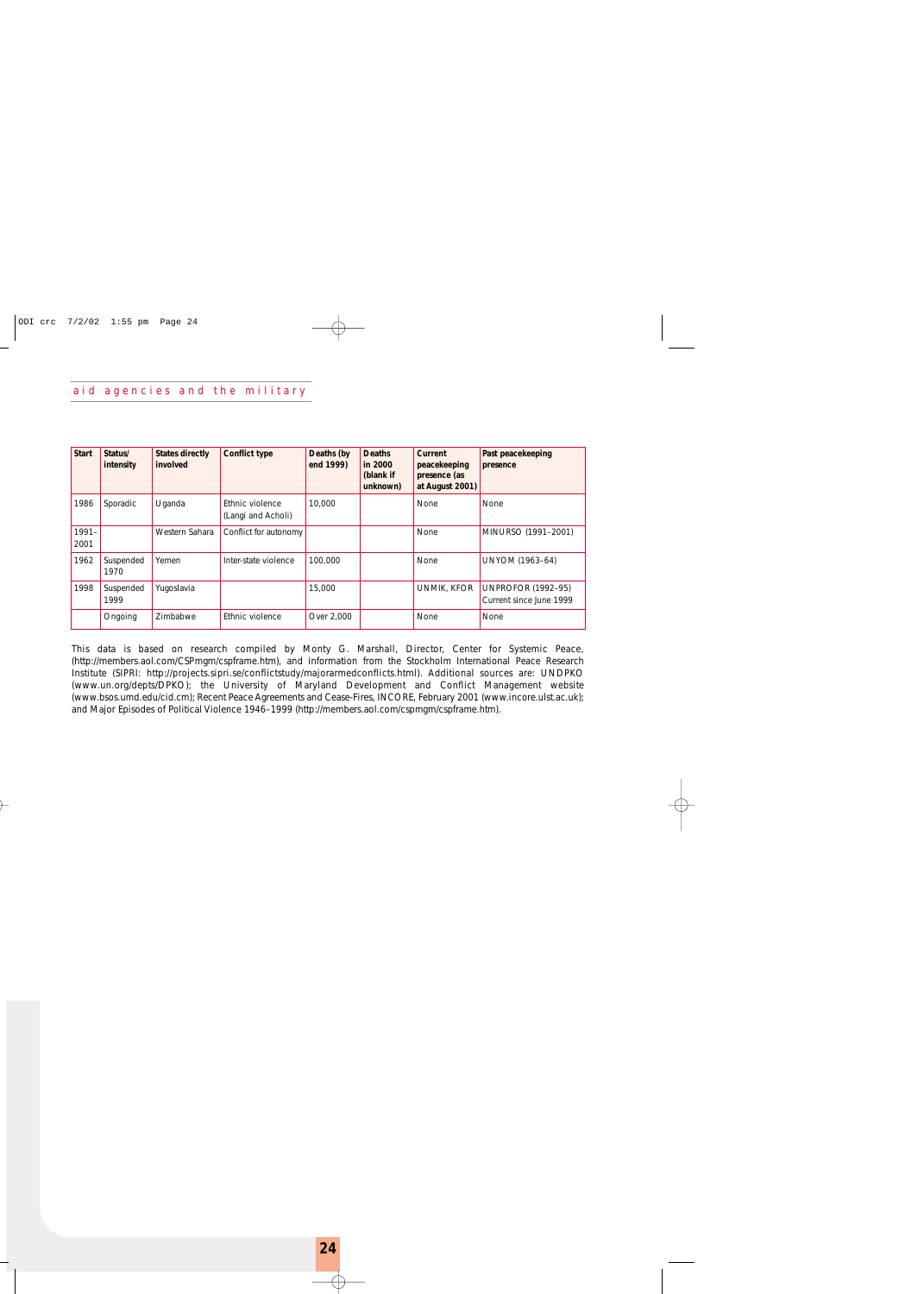| Start | Status/ intensity | States directly involved | Conflict type | Deaths (by end 1999) | Deaths in 2000 (blank if unknown) | Current peacekeeping presence (as at August 2001) | Past peacekeeping presence |
|---|---|---|---|---|---|---|---|
| 1986 | Sporadic | Uganda | Ethnic violence (Langi and Acholi) | 10,000 | | None | None |
| 1991–2001 | | Western Sahara | Conflict for autonomy | | | None | MINURSO (1991–2001) |
| 1962 | Suspended 1970 | Yemen | Inter-state violence | 100,000 | | None | UNYOM (1963–64) |
| 1998 | Suspended 1999 | Yugoslavia | | 15,000 | | UNMIK, KFOR | UNPROFOR (1992–95) Current since June 1999 |
| | Ongoing | Zimbabwe | Ethnic violence | Over 2,000 | | None | None |

This data is based on research compiled by Monty G. Marshall, Director, Center for Systemic Peace, (http://members.aol.com/CSPmgm/cspframe.htm), and information from the Stockholm International Peace Research Institute (SIPRI: http://projects.sipri.se/conflictstudy/majorarmedconflicts.html). Additional sources are: UNDPKO (www.un.org/depts/DPKO); the University of Maryland Development and Conflict Management website (www.bsos.umd.edu/cid.cm); Recent Peace Agreements and Cease-Fires, INCORE, February 2001 (www.incore.ulst.ac.uk); and Major Episodes of Political Violence 1946–1999 (http://members.aol.com/cspmgm/cspframe.htm).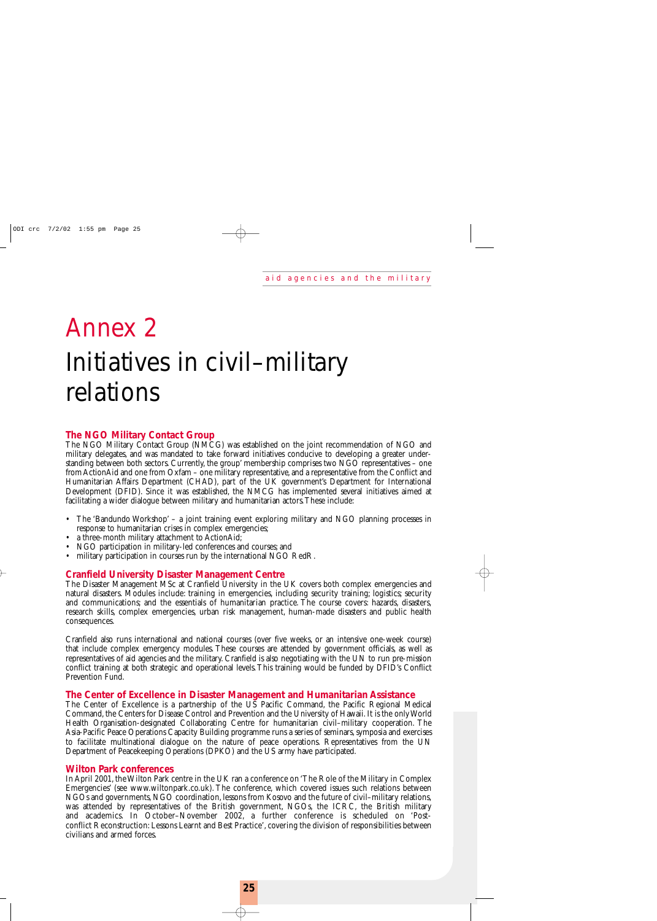// Omit print marks "ODI crc 7/2/02 1:55 pm Page 25", running header "aid agencies and the military", and page number 25.
# Annex 2

# Initiatives in civil–military relations

### The NGO Military Contact Group

The NGO Military Contact Group (NMCG) was established on the joint recommendation of NGO and military delegates, and was mandated to take forward initiatives conducive to developing a greater understanding between both sectors. Currently, the group' membership comprises two NGO representatives – one from ActionAid and one from Oxfam – one military representative, and a representative from the Conflict and Humanitarian Affairs Department (CHAD), part of the UK government's Department for International Development (DFID). Since it was established, the NMCG has implemented several initiatives aimed at facilitating a wider dialogue between military and humanitarian actors. These include:

- The 'Bandundo Workshop' – a joint training event exploring military and NGO planning processes in response to humanitarian crises in complex emergencies;
- a three-month military attachment to ActionAid;
- NGO participation in military-led conferences and courses; and
- military participation in courses run by the international NGO RedR.

### Cranfield University Disaster Management Centre

The Disaster Management MSc at Cranfield University in the UK covers both complex emergencies and natural disasters. Modules include: training in emergencies, including security training; logistics; security and communications; and the essentials of humanitarian practice. The course covers: hazards, disasters, research skills, complex emergencies, urban risk management, human-made disasters and public health consequences.

Cranfield also runs international and national courses (over five weeks, or an intensive one-week course) that include complex emergency modules. These courses are attended by government officials, as well as representatives of aid agencies and the military. Cranfield is also negotiating with the UN to run pre-mission conflict training at both strategic and operational levels. This training would be funded by DFID's Conflict Prevention Fund.

### The Center of Excellence in Disaster Management and Humanitarian Assistance

The Center of Excellence is a partnership of the US Pacific Command, the Pacific Regional Medical Command, the Centers for Disease Control and Prevention and the University of Hawaii. It is the only World Health Organisation-designated Collaborating Centre for humanitarian civil–military cooperation. The Asia-Pacific Peace Operations Capacity Building programme runs a series of seminars, symposia and exercises to facilitate multinational dialogue on the nature of peace operations. Representatives from the UN Department of Peacekeeping Operations (DPKO) and the US army have participated.

### Wilton Park conferences

In April 2001, the Wilton Park centre in the UK ran a conference on 'The Role of the Military in Complex Emergencies' (see www.wiltonpark.co.uk). The conference, which covered issues such relations between NGOs and governments, NGO coordination, lessons from Kosovo and the future of civil–military relations, was attended by representatives of the British government, NGOs, the ICRC, the British military and academics. In October–November 2002, a further conference is scheduled on 'Post-conflict Reconstruction: Lessons Learnt and Best Practice', covering the division of responsibilities between civilians and armed forces.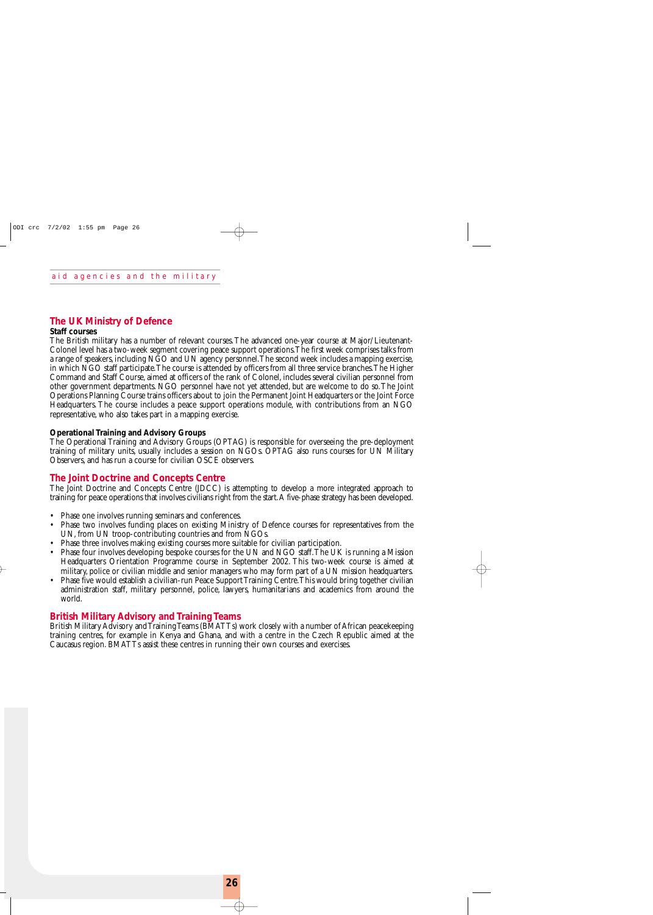## The UK Ministry of Defence

**Staff courses**

The British military has a number of relevant courses. The advanced one-year course at Major/Lieutenant-Colonel level has a two-week segment covering peace support operations. The first week comprises talks from a range of speakers, including NGO and UN agency personnel. The second week includes a mapping exercise, in which NGO staff participate. The course is attended by officers from all three service branches. The Higher Command and Staff Course, aimed at officers of the rank of Colonel, includes several civilian personnel from other government departments. NGO personnel have not yet attended, but are welcome to do so. The Joint Operations Planning Course trains officers about to join the Permanent Joint Headquarters or the Joint Force Headquarters. The course includes a peace support operations module, with contributions from an NGO representative, who also takes part in a mapping exercise.

**Operational Training and Advisory Groups**

The Operational Training and Advisory Groups (OPTAG) is responsible for overseeing the pre-deployment training of military units, usually includes a session on NGOs. OPTAG also runs courses for UN Military Observers, and has run a course for civilian OSCE observers.

## The Joint Doctrine and Concepts Centre

The Joint Doctrine and Concepts Centre (JDCC) is attempting to develop a more integrated approach to training for peace operations that involves civilians right from the start. A five-phase strategy has been developed.

- Phase one involves running seminars and conferences.
- Phase two involves funding places on existing Ministry of Defence courses for representatives from the UN, from UN troop-contributing countries and from NGOs.
- Phase three involves making existing courses more suitable for civilian participation.
- Phase four involves developing bespoke courses for the UN and NGO staff. The UK is running a Mission Headquarters Orientation Programme course in September 2002. This two-week course is aimed at military, police or civilian middle and senior managers who may form part of a UN mission headquarters.
- Phase five would establish a civilian-run Peace Support Training Centre. This would bring together civilian administration staff, military personnel, police, lawyers, humanitarians and academics from around the world.

## British Military Advisory and Training Teams

British Military Advisory and Training Teams (BMATTs) work closely with a number of African peacekeeping training centres, for example in Kenya and Ghana, and with a centre in the Czech Republic aimed at the Caucasus region. BMATTs assist these centres in running their own courses and exercises.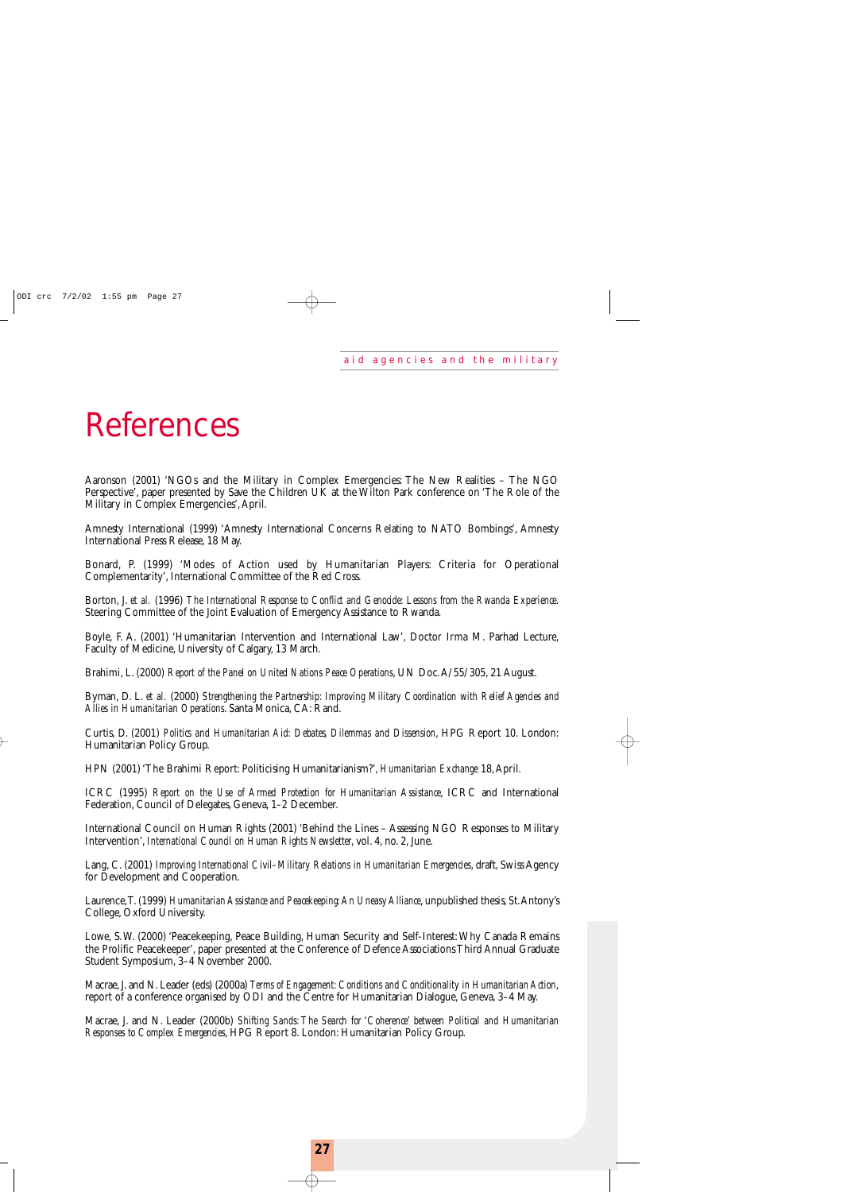# References

Aaronson (2001) 'NGOs and the Military in Complex Emergencies: The New Realities – The NGO Perspective', paper presented by Save the Children UK at the Wilton Park conference on 'The Role of the Military in Complex Emergencies', April.

Amnesty International (1999) 'Amnesty International Concerns Relating to NATO Bombings', Amnesty International Press Release, 18 May.

Bonard, P. (1999) 'Modes of Action used by Humanitarian Players: Criteria for Operational Complementarity', International Committee of the Red Cross.

Borton, J. *et al.* (1996) *The International Response to Conflict and Genocide: Lessons from the Rwanda Experience*. Steering Committee of the Joint Evaluation of Emergency Assistance to Rwanda.

Boyle, F. A. (2001) 'Humanitarian Intervention and International Law', Doctor Irma M. Parhad Lecture, Faculty of Medicine, University of Calgary, 13 March.

Brahimi, L. (2000) *Report of the Panel on United Nations Peace Operations*, UN Doc. A/55/305, 21 August.

Byman, D. L. *et al.* (2000) *Strengthening the Partnership: Improving Military Coordination with Relief Agencies and Allies in Humanitarian Operations*. Santa Monica, CA: Rand.

Curtis, D. (2001) *Politics and Humanitarian Aid: Debates, Dilemmas and Dissension*, HPG Report 10. London: Humanitarian Policy Group.

HPN (2001) 'The Brahimi Report: Politicising Humanitarianism?', *Humanitarian Exchange* 18, April.

ICRC (1995) *Report on the Use of Armed Protection for Humanitarian Assistance*, ICRC and International Federation, Council of Delegates, Geneva, 1–2 December.

International Council on Human Rights (2001) 'Behind the Lines – Assessing NGO Responses to Military Intervention', *International Council on Human Rights Newsletter*, vol. 4, no. 2, June.

Lang, C. (2001) *Improving International Civil–Military Relations in Humanitarian Emergencies*, draft, Swiss Agency for Development and Cooperation.

Laurence, T. (1999) *Humanitarian Assistance and Peacekeeping: An Uneasy Alliance*, unpublished thesis, St. Antony's College, Oxford University.

Lowe, S. W. (2000) 'Peacekeeping, Peace Building, Human Security and Self-Interest: Why Canada Remains the Prolific Peacekeeper', paper presented at the Conference of Defence Associations Third Annual Graduate Student Symposium, 3–4 November 2000.

Macrae, J. and N. Leader (eds) (2000a) *Terms of Engagement: Conditions and Conditionality in Humanitarian Action*, report of a conference organised by ODI and the Centre for Humanitarian Dialogue, Geneva, 3–4 May.

Macrae, J. and N. Leader (2000b) *Shifting Sands: The Search for 'Coherence' between Political and Humanitarian Responses to Complex Emergencies*, HPG Report 8. London: Humanitarian Policy Group.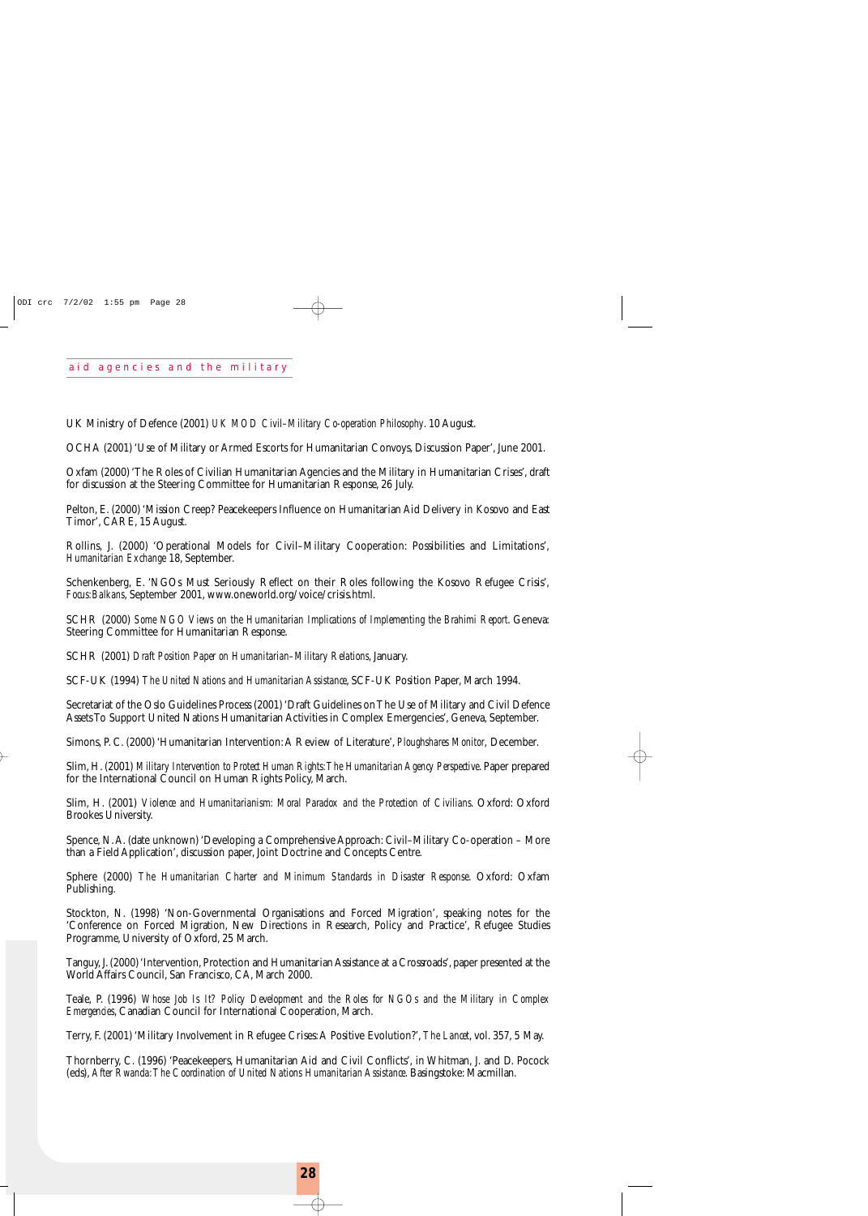UK Ministry of Defence (2001) *UK MOD Civil–Military Co-operation Philosophy*. 10 August.

OCHA (2001) 'Use of Military or Armed Escorts for Humanitarian Convoys, Discussion Paper', June 2001.

Oxfam (2000) 'The Roles of Civilian Humanitarian Agencies and the Military in Humanitarian Crises', draft for discussion at the Steering Committee for Humanitarian Response, 26 July.

Pelton, E. (2000) 'Mission Creep? Peacekeepers Influence on Humanitarian Aid Delivery in Kosovo and East Timor', CARE, 15 August.

Rollins, J. (2000) 'Operational Models for Civil–Military Cooperation: Possibilities and Limitations', *Humanitarian Exchange* 18, September.

Schenkenberg, E. 'NGOs Must Seriously Reflect on their Roles following the Kosovo Refugee Crisis', *Focus: Balkans*, September 2001, www.oneworld.org/voice/crisis.html.

SCHR (2000) *Some NGO Views on the Humanitarian Implications of Implementing the Brahimi Report*. Geneva: Steering Committee for Humanitarian Response.

SCHR (2001) *Draft Position Paper on Humanitarian–Military Relations*, January.

SCF-UK (1994) *The United Nations and Humanitarian Assistance*, SCF-UK Position Paper, March 1994.

Secretariat of the Oslo Guidelines Process (2001) 'Draft Guidelines on The Use of Military and Civil Defence Assets To Support United Nations Humanitarian Activities in Complex Emergencies', Geneva, September.

Simons, P. C. (2000) 'Humanitarian Intervention: A Review of Literature', *Ploughshares Monitor*, December.

Slim, H. (2001) *Military Intervention to Protect Human Rights: The Humanitarian Agency Perspective*. Paper prepared for the International Council on Human Rights Policy, March.

Slim, H. (2001) *Violence and Humanitarianism: Moral Paradox and the Protection of Civilians*. Oxford: Oxford Brookes University.

Spence, N.A. (date unknown) 'Developing a Comprehensive Approach: Civil–Military Co-operation – More than a Field Application', discussion paper, Joint Doctrine and Concepts Centre.

Sphere (2000) *The Humanitarian Charter and Minimum Standards in Disaster Response*. Oxford: Oxfam Publishing.

Stockton, N. (1998) 'Non-Governmental Organisations and Forced Migration', speaking notes for the 'Conference on Forced Migration, New Directions in Research, Policy and Practice', Refugee Studies Programme, University of Oxford, 25 March.

Tanguy, J. (2000) 'Intervention, Protection and Humanitarian Assistance at a Crossroads', paper presented at the World Affairs Council, San Francisco, CA, March 2000.

Teale, P. (1996) *Whose Job Is It? Policy Development and the Roles for NGOs and the Military in Complex Emergencies*, Canadian Council for International Cooperation, March.

Terry, F. (2001) 'Military Involvement in Refugee Crises: A Positive Evolution?', *The Lancet*, vol. 357, 5 May.

Thornberry, C. (1996) 'Peacekeepers, Humanitarian Aid and Civil Conflicts', in Whitman, J. and D. Pocock (eds), *After Rwanda: The Coordination of United Nations Humanitarian Assistance*. Basingstoke: Macmillan.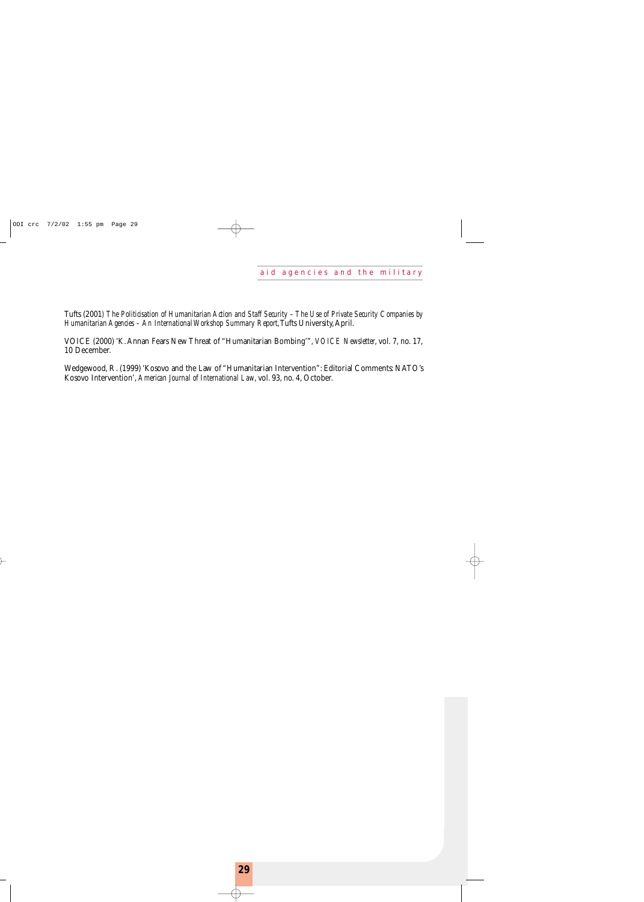Tufts (2001) *The Politicisation of Humanitarian Action and Staff Security – The Use of Private Security Companies by Humanitarian Agencies – An International Workshop Summary Report*, Tufts University, April.

VOICE (2000) 'K. Annan Fears New Threat of "Humanitarian Bombing"', *VOICE Newsletter*, vol. 7, no. 17, 10 December.

Wedgewood, R. (1999) 'Kosovo and the Law of "Humanitarian Intervention": Editorial Comments: NATO's Kosovo Intervention', *American Journal of International Law*, vol. 93, no. 4, October.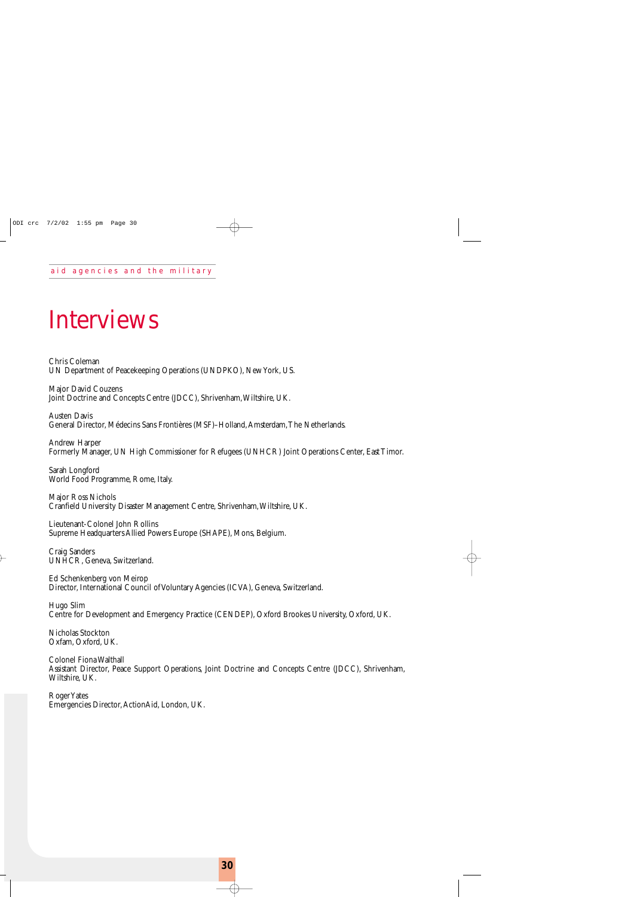# Interviews

Chris Coleman
UN Department of Peacekeeping Operations (UNDPKO), New York, US.

Major David Couzens
Joint Doctrine and Concepts Centre (JDCC), Shrivenham, Wiltshire, UK.

Austen Davis
General Director, Médecins Sans Frontières (MSF)–Holland, Amsterdam, The Netherlands.

Andrew Harper
Formerly Manager, UN High Commissioner for Refugees (UNHCR) Joint Operations Center, East Timor.

Sarah Longford
World Food Programme, Rome, Italy.

Major Ross Nichols
Cranfield University Disaster Management Centre, Shrivenham, Wiltshire, UK.

Lieutenant-Colonel John Rollins
Supreme Headquarters Allied Powers Europe (SHAPE), Mons, Belgium.

Craig Sanders
UNHCR, Geneva, Switzerland.

Ed Schenkenberg von Meirop
Director, International Council of Voluntary Agencies (ICVA), Geneva, Switzerland.

Hugo Slim
Centre for Development and Emergency Practice (CENDEP), Oxford Brookes University, Oxford, UK.

Nicholas Stockton
Oxfam, Oxford, UK.

Colonel Fiona Walthall
Assistant Director, Peace Support Operations, Joint Doctrine and Concepts Centre (JDCC), Shrivenham, Wiltshire, UK.

Roger Yates
Emergencies Director, ActionAid, London, UK.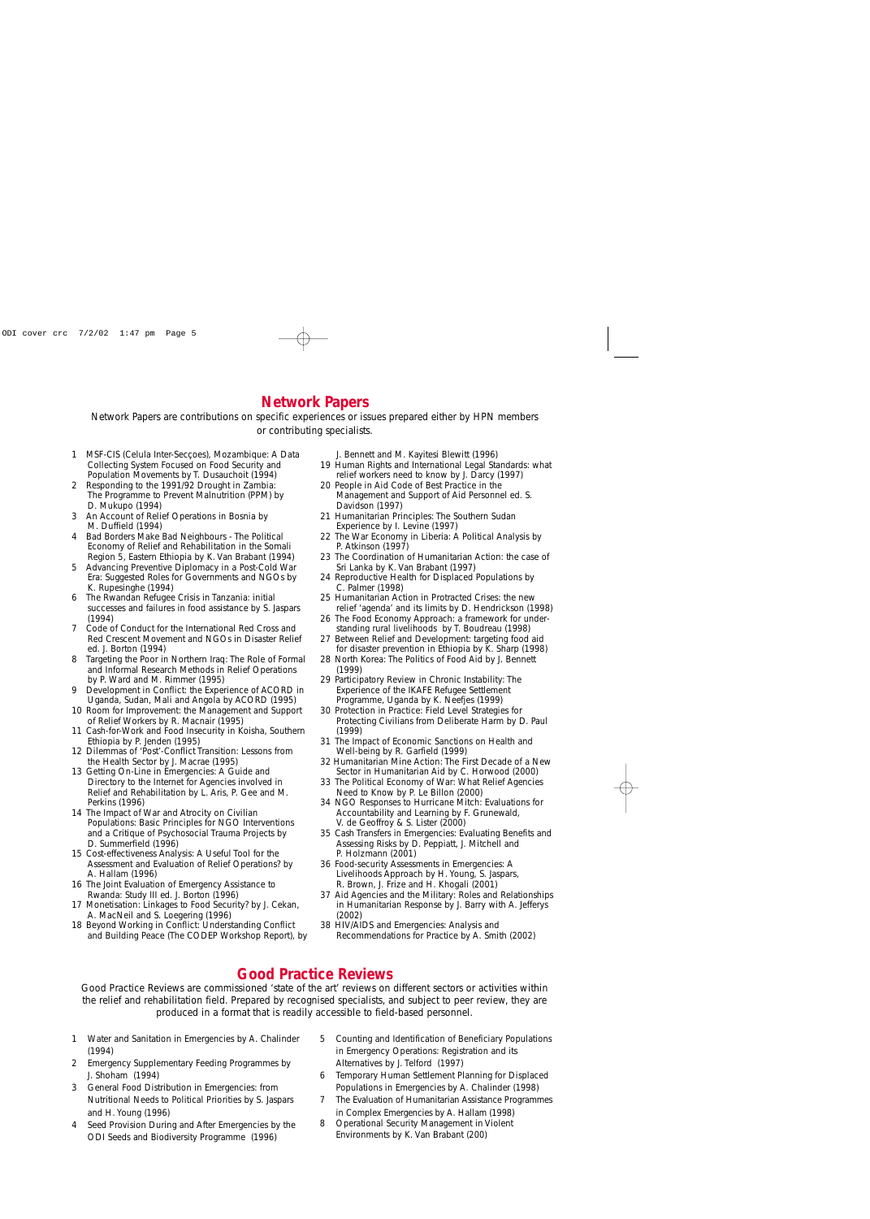## Network Papers

Network Papers are contributions on specific experiences or issues prepared either by HPN members or contributing specialists.

1. MSF-CIS (Celula Inter-Secçoes), Mozambique: A Data Collecting System Focused on Food Security and Population Movements by T. Dusauchoit (1994)
2. Responding to the 1991/92 Drought in Zambia: The Programme to Prevent Malnutrition (PPM) by D. Mukupo (1994)
3. An Account of Relief Operations in Bosnia by M. Duffield (1994)
4. Bad Borders Make Bad Neighbours - The Political Economy of Relief and Rehabilitation in the Somali Region 5, Eastern Ethiopia by K. Van Brabant (1994)
5. Advancing Preventive Diplomacy in a Post-Cold War Era: Suggested Roles for Governments and NGOs by K. Rupesinghe (1994)
6. The Rwandan Refugee Crisis in Tanzania: initial successes and failures in food assistance by S. Jaspars (1994)
7. Code of Conduct for the International Red Cross and Red Crescent Movement and NGOs in Disaster Relief ed. J. Borton (1994)
8. Targeting the Poor in Northern Iraq: The Role of Formal and Informal Research Methods in Relief Operations by P. Ward and M. Rimmer (1995)
9. Development in Conflict: the Experience of ACORD in Uganda, Sudan, Mali and Angola by ACORD (1995)
10. Room for Improvement: the Management and Support of Relief Workers by R. Macnair (1995)
11. Cash-for-Work and Food Insecurity in Koisha, Southern Ethiopia by P. Jenden (1995)
12. Dilemmas of 'Post'-Conflict Transition: Lessons from the Health Sector by J. Macrae (1995)
13. Getting On-Line in Emergencies: A Guide and Directory to the Internet for Agencies involved in Relief and Rehabilitation by L. Aris, P. Gee and M. Perkins (1996)
14. The Impact of War and Atrocity on Civilian Populations: Basic Principles for NGO Interventions and a Critique of Psychosocial Trauma Projects by D. Summerfield (1996)
15. Cost-effectiveness Analysis: A Useful Tool for the Assessment and Evaluation of Relief Operations? by A. Hallam (1996)
16. The Joint Evaluation of Emergency Assistance to Rwanda: Study III ed. J. Borton (1996)
17. Monetisation: Linkages to Food Security? by J. Cekan, A. MacNeil and S. Loegering (1996)
18. Beyond Working in Conflict: Understanding Conflict and Building Peace (The CODEP Workshop Report), by J. Bennett and M. Kayitesi Blewitt (1996)
19. Human Rights and International Legal Standards: what relief workers need to know by J. Darcy (1997)
20. People in Aid Code of Best Practice in the Management and Support of Aid Personnel ed. S. Davidson (1997)
21. Humanitarian Principles: The Southern Sudan Experience by I. Levine (1997)
22. The War Economy in Liberia: A Political Analysis by P. Atkinson (1997)
23. The Coordination of Humanitarian Action: the case of Sri Lanka by K. Van Brabant (1997)
24. Reproductive Health for Displaced Populations by C. Palmer (1998)
25. Humanitarian Action in Protracted Crises: the new relief 'agenda' and its limits by D. Hendrickson (1998)
26. The Food Economy Approach: a framework for understanding rural livelihoods by T. Boudreau (1998)
27. Between Relief and Development: targeting food aid for disaster prevention in Ethiopia by K. Sharp (1998)
28. North Korea: The Politics of Food Aid by J. Bennett (1999)
29. Participatory Review in Chronic Instability: The Experience of the IKAFE Refugee Settlement Programme, Uganda by K. Neefjes (1999)
30. Protection in Practice: Field Level Strategies for Protecting Civilians from Deliberate Harm by D. Paul (1999)
31. The Impact of Economic Sanctions on Health and Well-being by R. Garfield (1999)
32. Humanitarian Mine Action: The First Decade of a New Sector in Humanitarian Aid by C. Horwood (2000)
33. The Political Economy of War: What Relief Agencies Need to Know by P. Le Billon (2000)
34. NGO Responses to Hurricane Mitch: Evaluations for Accountability and Learning by F. Grunewald, V. de Geoffroy & S. Lister (2000)
35. Cash Transfers in Emergencies: Evaluating Benefits and Assessing Risks by D. Peppiatt, J. Mitchell and P. Holzmann (2001)
36. Food-security Assessments in Emergencies: A Livelihoods Approach by H. Young, S. Jaspars, R. Brown, J. Frize and H. Khogali (2001)
37. Aid Agencies and the Military: Roles and Relationships in Humanitarian Response by J. Barry with A. Jefferys (2002)
38. HIV/AIDS and Emergencies: Analysis and Recommendations for Practice by A. Smith (2002)

## Good Practice Reviews

Good Practice Reviews are commissioned 'state of the art' reviews on different sectors or activities within the relief and rehabilitation field. Prepared by recognised specialists, and subject to peer review, they are produced in a format that is readily accessible to field-based personnel.

1. Water and Sanitation in Emergencies by A. Chalinder (1994)
2. Emergency Supplementary Feeding Programmes by J. Shoham (1994)
3. General Food Distribution in Emergencies: from Nutritional Needs to Political Priorities by S. Jaspars and H. Young (1996)
4. Seed Provision During and After Emergencies by the ODI Seeds and Biodiversity Programme (1996)
5. Counting and Identification of Beneficiary Populations in Emergency Operations: Registration and its Alternatives by J. Telford (1997)
6. Temporary Human Settlement Planning for Displaced Populations in Emergencies by A. Chalinder (1998)
7. The Evaluation of Humanitarian Assistance Programmes in Complex Emergencies by A. Hallam (1998)
8. Operational Security Management in Violent Environments by K. Van Brabant (200)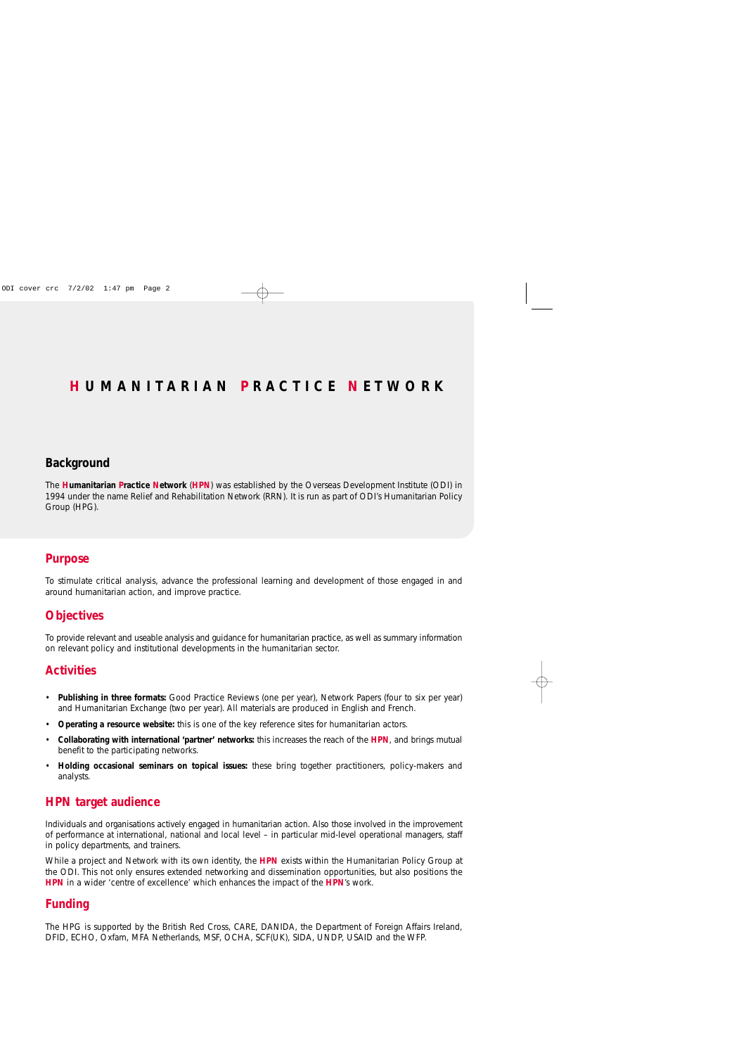# HUMANITARIAN PRACTICE NETWORK

## Background

The **Humanitarian Practice Network** (**HPN**) was established by the Overseas Development Institute (ODI) in 1994 under the name Relief and Rehabilitation Network (RRN). It is run as part of ODI's Humanitarian Policy Group (HPG).

## Purpose

To stimulate critical analysis, advance the professional learning and development of those engaged in and around humanitarian action, and improve practice.

## Objectives

To provide relevant and useable analysis and guidance for humanitarian practice, as well as summary information on relevant policy and institutional developments in the humanitarian sector.

## Activities

- **Publishing in three formats:** Good Practice Reviews (one per year), Network Papers (four to six per year) and Humanitarian Exchange (two per year). All materials are produced in English and French.
- **Operating a resource website:** this is one of the key reference sites for humanitarian actors.
- **Collaborating with international 'partner' networks:** this increases the reach of the **HPN**, and brings mutual benefit to the participating networks.
- **Holding occasional seminars on topical issues:** these bring together practitioners, policy-makers and analysts.

## HPN target audience

Individuals and organisations actively engaged in humanitarian action. Also those involved in the improvement of performance at international, national and local level – in particular mid-level operational managers, staff in policy departments, and trainers.

While a project and Network with its own identity, the **HPN** exists within the Humanitarian Policy Group at the ODI. This not only ensures extended networking and dissemination opportunities, but also positions the **HPN** in a wider 'centre of excellence' which enhances the impact of the **HPN**'s work.

## Funding

The HPG is supported by the British Red Cross, CARE, DANIDA, the Department of Foreign Affairs Ireland, DFID, ECHO, Oxfam, MFA Netherlands, MSF, OCHA, SCF(UK), SIDA, UNDP, USAID and the WFP.